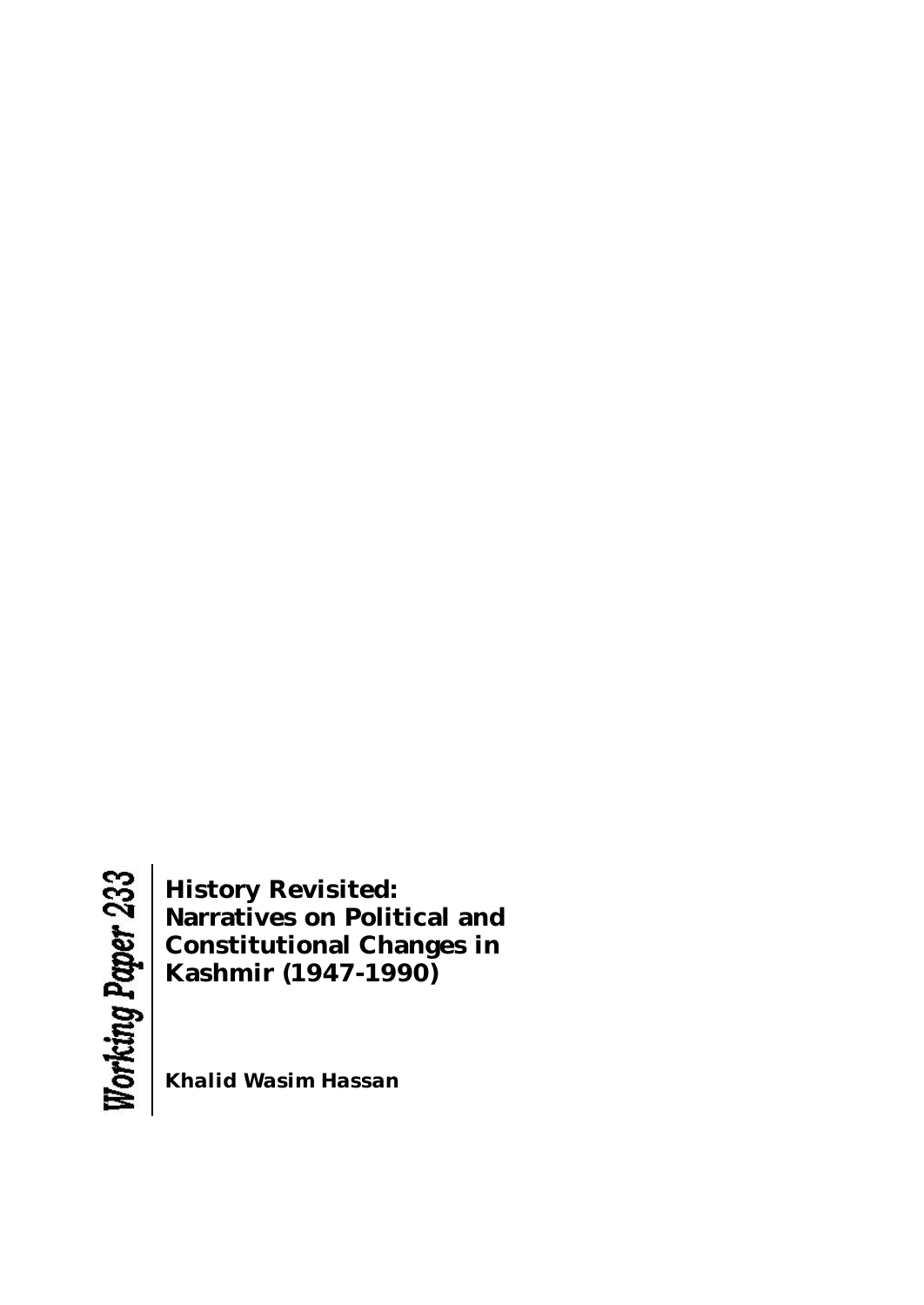Working Paper 233

# History Revisited: Narratives on Political and Constitutional Changes in Kashmir (1947-1990)

**Khalid Wasim Hassan**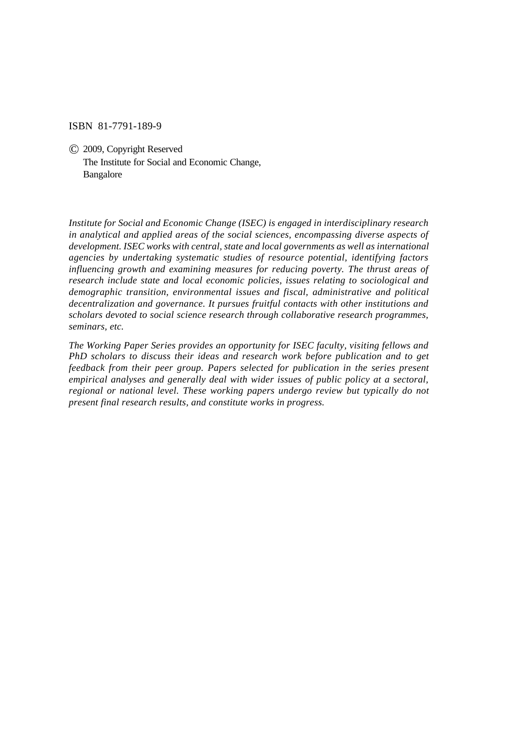ISBN 81-7791-189-9

© 2009, Copyright Reserved
The Institute for Social and Economic Change,
Bangalore

*Institute for Social and Economic Change (ISEC) is engaged in interdisciplinary research in analytical and applied areas of the social sciences, encompassing diverse aspects of development. ISEC works with central, state and local governments as well as international agencies by undertaking systematic studies of resource potential, identifying factors influencing growth and examining measures for reducing poverty. The thrust areas of research include state and local economic policies, issues relating to sociological and demographic transition, environmental issues and fiscal, administrative and political decentralization and governance. It pursues fruitful contacts with other institutions and scholars devoted to social science research through collaborative research programmes, seminars, etc.*

*The Working Paper Series provides an opportunity for ISEC faculty, visiting fellows and PhD scholars to discuss their ideas and research work before publication and to get feedback from their peer group. Papers selected for publication in the series present empirical analyses and generally deal with wider issues of public policy at a sectoral, regional or national level. These working papers undergo review but typically do not present final research results, and constitute works in progress.*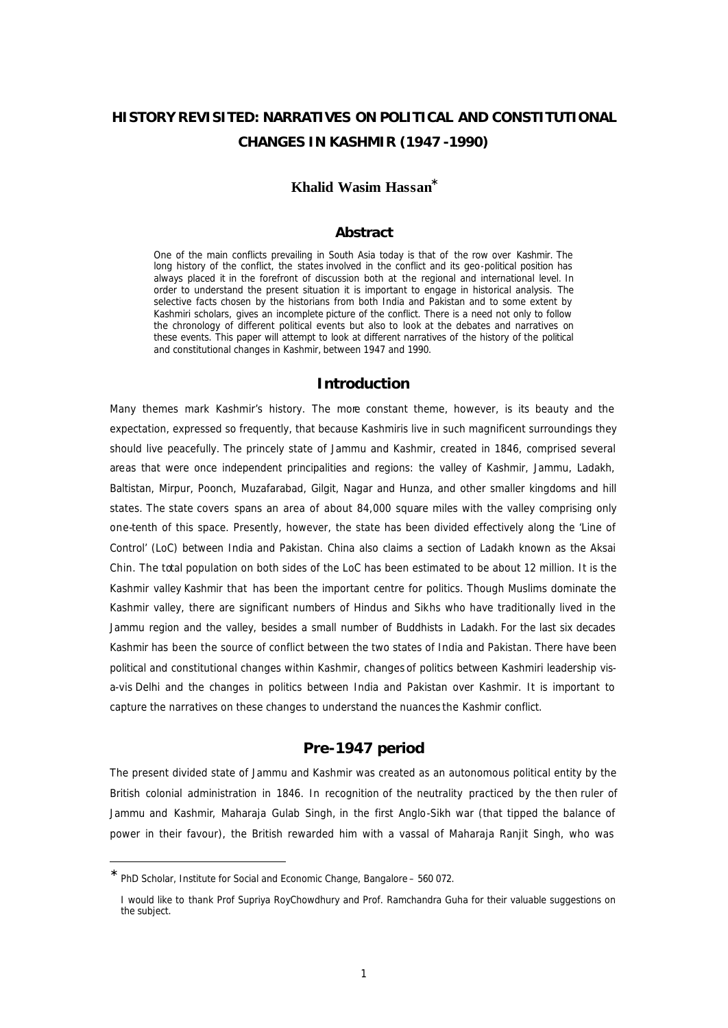# HISTORY REVISITED: NARRATIVES ON POLITICAL AND CONSTITUTIONAL CHANGES IN KASHMIR (1947 -1990)

## Khalid Wasim Hassan*

### Abstract

One of the main conflicts prevailing in South Asia today is that of the row over Kashmir. The long history of the conflict, the states involved in the conflict and its geo-political position has always placed it in the forefront of discussion both at the regional and international level. In order to understand the present situation it is important to engage in historical analysis. The selective facts chosen by the historians from both India and Pakistan and to some extent by Kashmiri scholars, gives an incomplete picture of the conflict. There is a need not only to follow the chronology of different political events but also to look at the debates and narratives on these events. This paper will attempt to look at different narratives of the history of the political and constitutional changes in Kashmir, between 1947 and 1990.

## Introduction

Many themes mark Kashmir's history. The more constant theme, however, is its beauty and the expectation, expressed so frequently, that because Kashmiris live in such magnificent surroundings they should live peacefully. The princely state of Jammu and Kashmir, created in 1846, comprised several areas that were once independent principalities and regions: the valley of Kashmir, Jammu, Ladakh, Baltistan, Mirpur, Poonch, Muzafarabad, Gilgit, Nagar and Hunza, and other smaller kingdoms and hill states. The state covers spans an area of about 84,000 square miles with the valley comprising only one-tenth of this space. Presently, however, the state has been divided effectively along the 'Line of Control' (LoC) between India and Pakistan. China also claims a section of Ladakh known as the Aksai Chin. The total population on both sides of the LoC has been estimated to be about 12 million. It is the Kashmir valley Kashmir that has been the important centre for politics. Though Muslims dominate the Kashmir valley, there are significant numbers of Hindus and Sikhs who have traditionally lived in the Jammu region and the valley, besides a small number of Buddhists in Ladakh. For the last six decades Kashmir has been the source of conflict between the two states of India and Pakistan. There have been political and constitutional changes within Kashmir, changes of politics between Kashmiri leadership vis-a-vis Delhi and the changes in politics between India and Pakistan over Kashmir. It is important to capture the narratives on these changes to understand the nuances the Kashmir conflict.

## Pre-1947 period

The present divided state of Jammu and Kashmir was created as an autonomous political entity by the British colonial administration in 1846. In recognition of the neutrality practiced by the then ruler of Jammu and Kashmir, Maharaja Gulab Singh, in the first Anglo-Sikh war (that tipped the balance of power in their favour), the British rewarded him with a vassal of Maharaja Ranjit Singh, who was

---

* PhD Scholar, Institute for Social and Economic Change, Bangalore – 560 072.

I would like to thank Prof Supriya RoyChowdhury and Prof. Ramchandra Guha for their valuable suggestions on the subject.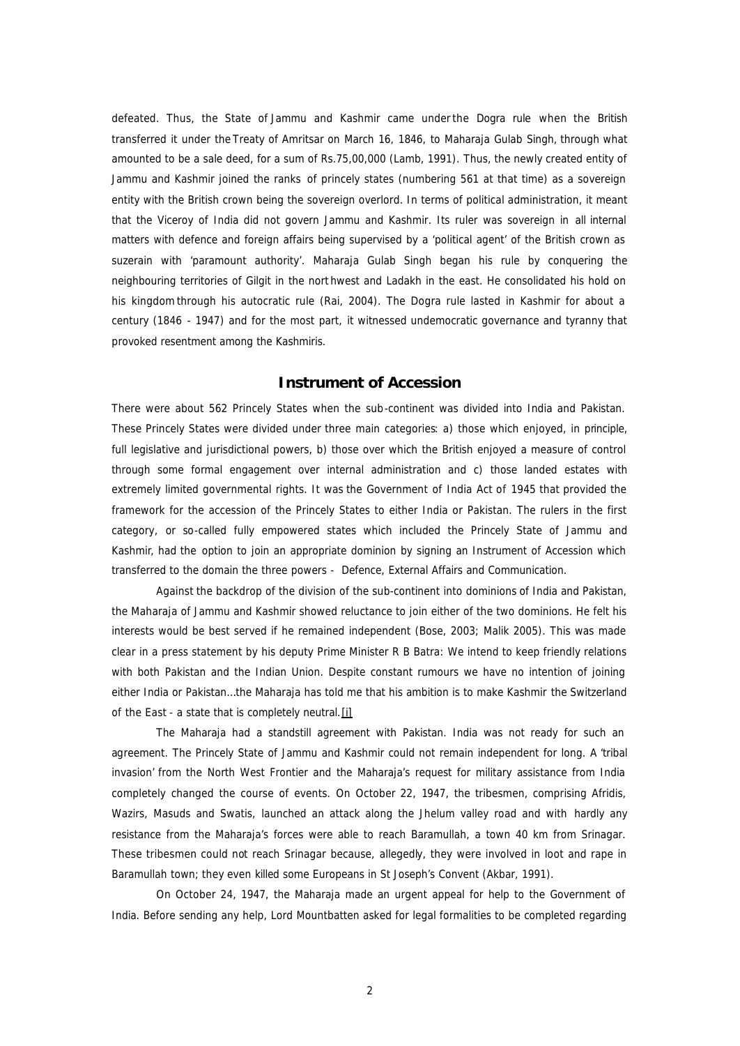defeated. Thus, the State of Jammu and Kashmir came under the Dogra rule when the British transferred it under the Treaty of Amritsar on March 16, 1846, to Maharaja Gulab Singh, through what amounted to be a sale deed, for a sum of Rs.75,00,000 (Lamb, 1991). Thus, the newly created entity of Jammu and Kashmir joined the ranks of princely states (numbering 561 at that time) as a sovereign entity with the British crown being the sovereign overlord. In terms of political administration, it meant that the Viceroy of India did not govern Jammu and Kashmir. Its ruler was sovereign in all internal matters with defence and foreign affairs being supervised by a 'political agent' of the British crown as suzerain with 'paramount authority'. Maharaja Gulab Singh began his rule by conquering the neighbouring territories of Gilgit in the northwest and Ladakh in the east. He consolidated his hold on his kingdom through his autocratic rule (Rai, 2004). The Dogra rule lasted in Kashmir for about a century (1846 - 1947) and for the most part, it witnessed undemocratic governance and tyranny that provoked resentment among the Kashmiris.

## Instrument of Accession

There were about 562 Princely States when the sub-continent was divided into India and Pakistan. These Princely States were divided under three main categories: a) those which enjoyed, in principle, full legislative and jurisdictional powers, b) those over which the British enjoyed a measure of control through some formal engagement over internal administration and c) those landed estates with extremely limited governmental rights. It was the Government of India Act of 1945 that provided the framework for the accession of the Princely States to either India or Pakistan. The rulers in the first category, or so-called fully empowered states which included the Princely State of Jammu and Kashmir, had the option to join an appropriate dominion by signing an Instrument of Accession which transferred to the domain the three powers - Defence, External Affairs and Communication.

Against the backdrop of the division of the sub-continent into dominions of India and Pakistan, the Maharaja of Jammu and Kashmir showed reluctance to join either of the two dominions. He felt his interests would be best served if he remained independent (Bose, 2003; Malik 2005). This was made clear in a press statement by his deputy Prime Minister R B Batra: We intend to keep friendly relations with both Pakistan and the Indian Union. Despite constant rumours we have no intention of joining either India or Pakistan…the Maharaja has told me that his ambition is to make Kashmir the Switzerland of the East - a state that is completely neutral.[i]

The Maharaja had a standstill agreement with Pakistan. India was not ready for such an agreement. The Princely State of Jammu and Kashmir could not remain independent for long. A 'tribal invasion' from the North West Frontier and the Maharaja's request for military assistance from India completely changed the course of events. On October 22, 1947, the tribesmen, comprising Afridis, Wazirs, Masuds and Swatis, launched an attack along the Jhelum valley road and with hardly any resistance from the Maharaja's forces were able to reach Baramullah, a town 40 km from Srinagar. These tribesmen could not reach Srinagar because, allegedly, they were involved in loot and rape in Baramullah town; they even killed some Europeans in St Joseph's Convent (Akbar, 1991).

On October 24, 1947, the Maharaja made an urgent appeal for help to the Government of India. Before sending any help, Lord Mountbatten asked for legal formalities to be completed regarding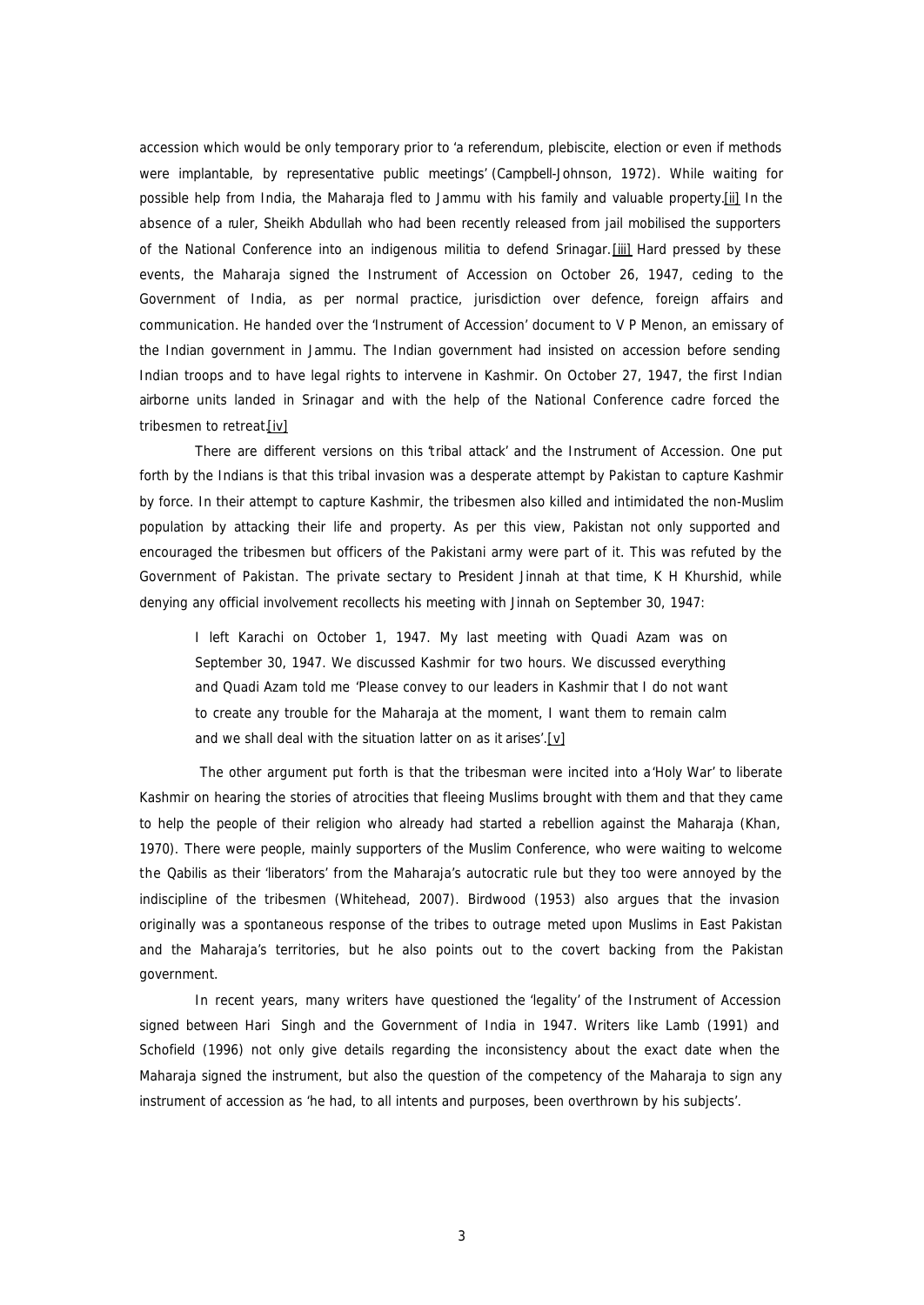accession which would be only temporary prior to 'a referendum, plebiscite, election or even if methods were implantable, by representative public meetings' (Campbell-Johnson, 1972). While waiting for possible help from India, the Maharaja fled to Jammu with his family and valuable property.[ii] In the absence of a ruler, Sheikh Abdullah who had been recently released from jail mobilised the supporters of the National Conference into an indigenous militia to defend Srinagar.[iii] Hard pressed by these events, the Maharaja signed the Instrument of Accession on October 26, 1947, ceding to the Government of India, as per normal practice, jurisdiction over defence, foreign affairs and communication. He handed over the 'Instrument of Accession' document to V P Menon, an emissary of the Indian government in Jammu. The Indian government had insisted on accession before sending Indian troops and to have legal rights to intervene in Kashmir. On October 27, 1947, the first Indian airborne units landed in Srinagar and with the help of the National Conference cadre forced the tribesmen to retreat.[iv]

There are different versions on this 'tribal attack' and the Instrument of Accession. One put forth by the Indians is that this tribal invasion was a desperate attempt by Pakistan to capture Kashmir by force. In their attempt to capture Kashmir, the tribesmen also killed and intimidated the non-Muslim population by attacking their life and property. As per this view, Pakistan not only supported and encouraged the tribesmen but officers of the Pakistani army were part of it. This was refuted by the Government of Pakistan. The private sectary to President Jinnah at that time, K H Khurshid, while denying any official involvement recollects his meeting with Jinnah on September 30, 1947:

> I left Karachi on October 1, 1947. My last meeting with Quadi Azam was on September 30, 1947. We discussed Kashmir for two hours. We discussed everything and Quadi Azam told me 'Please convey to our leaders in Kashmir that I do not want to create any trouble for the Maharaja at the moment, I want them to remain calm and we shall deal with the situation latter on as it arises'.[v]

The other argument put forth is that the tribesman were incited into a 'Holy War' to liberate Kashmir on hearing the stories of atrocities that fleeing Muslims brought with them and that they came to help the people of their religion who already had started a rebellion against the Maharaja (Khan, 1970). There were people, mainly supporters of the Muslim Conference, who were waiting to welcome the Qabilis as their 'liberators' from the Maharaja's autocratic rule but they too were annoyed by the indiscipline of the tribesmen (Whitehead, 2007). Birdwood (1953) also argues that the invasion originally was a spontaneous response of the tribes to outrage meted upon Muslims in East Pakistan and the Maharaja's territories, but he also points out to the covert backing from the Pakistan government.

In recent years, many writers have questioned the 'legality' of the Instrument of Accession signed between Hari Singh and the Government of India in 1947. Writers like Lamb (1991) and Schofield (1996) not only give details regarding the inconsistency about the exact date when the Maharaja signed the instrument, but also the question of the competency of the Maharaja to sign any instrument of accession as 'he had, to all intents and purposes, been overthrown by his subjects'.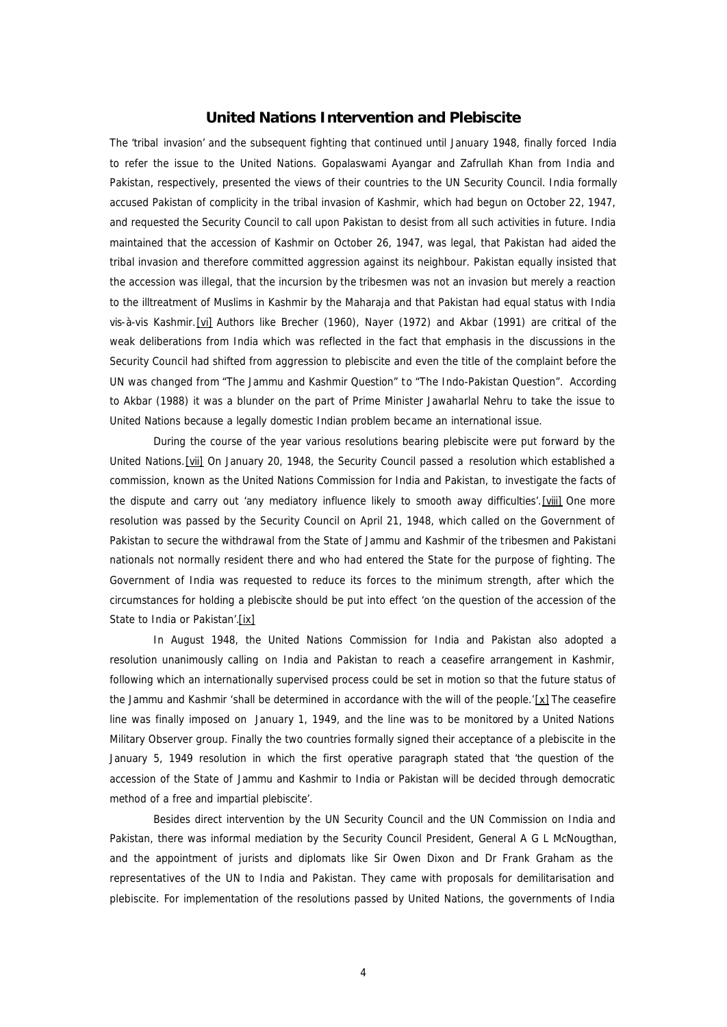## United Nations Intervention and Plebiscite

The 'tribal invasion' and the subsequent fighting that continued until January 1948, finally forced India to refer the issue to the United Nations. Gopalaswami Ayangar and Zafrullah Khan from India and Pakistan, respectively, presented the views of their countries to the UN Security Council. India formally accused Pakistan of complicity in the tribal invasion of Kashmir, which had begun on October 22, 1947, and requested the Security Council to call upon Pakistan to desist from all such activities in future. India maintained that the accession of Kashmir on October 26, 1947, was legal, that Pakistan had aided the tribal invasion and therefore committed aggression against its neighbour. Pakistan equally insisted that the accession was illegal, that the incursion by the tribesmen was not an invasion but merely a reaction to the illtreatment of Muslims in Kashmir by the Maharaja and that Pakistan had equal status with India vis-à-vis Kashmir.[vi] Authors like Brecher (1960), Nayer (1972) and Akbar (1991) are critical of the weak deliberations from India which was reflected in the fact that emphasis in the discussions in the Security Council had shifted from aggression to plebiscite and even the title of the complaint before the UN was changed from "The Jammu and Kashmir Question" to "The Indo-Pakistan Question". According to Akbar (1988) it was a blunder on the part of Prime Minister Jawaharlal Nehru to take the issue to United Nations because a legally domestic Indian problem became an international issue.

During the course of the year various resolutions bearing plebiscite were put forward by the United Nations.[vii] On January 20, 1948, the Security Council passed a resolution which established a commission, known as the United Nations Commission for India and Pakistan, to investigate the facts of the dispute and carry out 'any mediatory influence likely to smooth away difficulties'.[viii] One more resolution was passed by the Security Council on April 21, 1948, which called on the Government of Pakistan to secure the withdrawal from the State of Jammu and Kashmir of the tribesmen and Pakistani nationals not normally resident there and who had entered the State for the purpose of fighting. The Government of India was requested to reduce its forces to the minimum strength, after which the circumstances for holding a plebiscite should be put into effect 'on the question of the accession of the State to India or Pakistan'.[ix]

In August 1948, the United Nations Commission for India and Pakistan also adopted a resolution unanimously calling on India and Pakistan to reach a ceasefire arrangement in Kashmir, following which an internationally supervised process could be set in motion so that the future status of the Jammu and Kashmir 'shall be determined in accordance with the will of the people.'[x] The ceasefire line was finally imposed on January 1, 1949, and the line was to be monitored by a United Nations Military Observer group. Finally the two countries formally signed their acceptance of a plebiscite in the January 5, 1949 resolution in which the first operative paragraph stated that 'the question of the accession of the State of Jammu and Kashmir to India or Pakistan will be decided through democratic method of a free and impartial plebiscite'.

Besides direct intervention by the UN Security Council and the UN Commission on India and Pakistan, there was informal mediation by the Security Council President, General A G L McNougthan, and the appointment of jurists and diplomats like Sir Owen Dixon and Dr Frank Graham as the representatives of the UN to India and Pakistan. They came with proposals for demilitarisation and plebiscite. For implementation of the resolutions passed by United Nations, the governments of India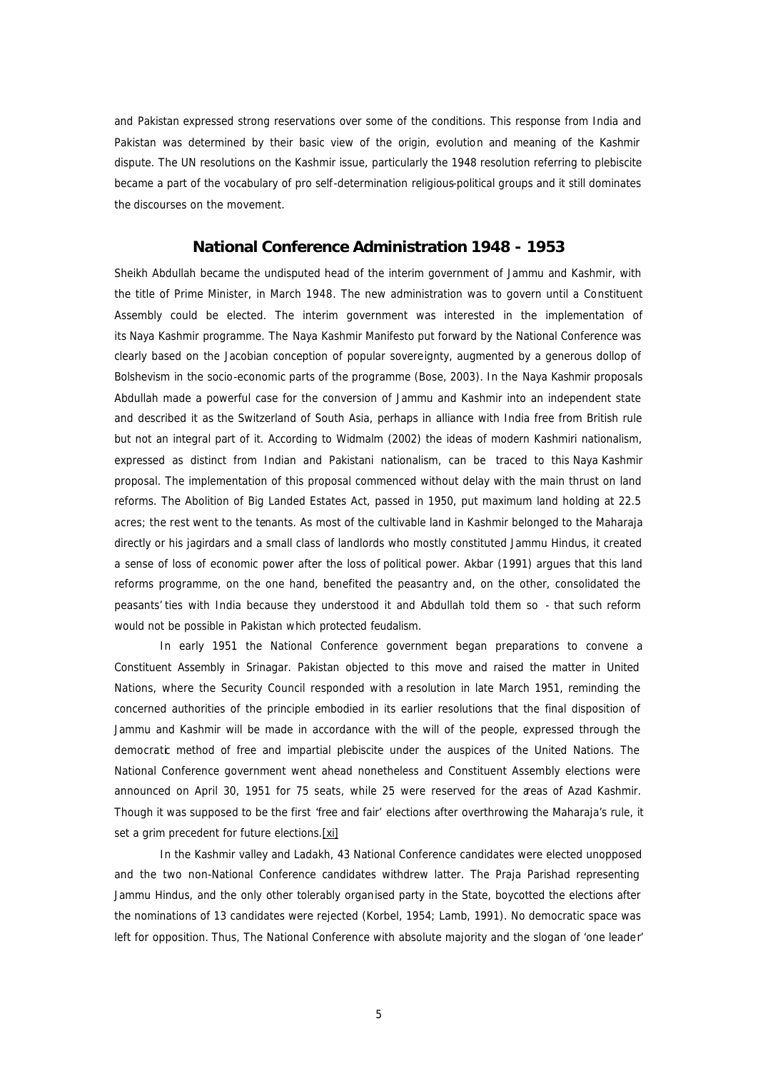and Pakistan expressed strong reservations over some of the conditions. This response from India and Pakistan was determined by their basic view of the origin, evolution and meaning of the Kashmir dispute. The UN resolutions on the Kashmir issue, particularly the 1948 resolution referring to plebiscite became a part of the vocabulary of pro self-determination religious-political groups and it still dominates the discourses on the movement.

## National Conference Administration 1948 - 1953

Sheikh Abdullah became the undisputed head of the interim government of Jammu and Kashmir, with the title of Prime Minister, in March 1948. The new administration was to govern until a Constituent Assembly could be elected. The interim government was interested in the implementation of its Naya Kashmir programme. The Naya Kashmir Manifesto put forward by the National Conference was clearly based on the Jacobian conception of popular sovereignty, augmented by a generous dollop of Bolshevism in the socio-economic parts of the programme (Bose, 2003). In the Naya Kashmir proposals Abdullah made a powerful case for the conversion of Jammu and Kashmir into an independent state and described it as the Switzerland of South Asia, perhaps in alliance with India free from British rule but not an integral part of it. According to Widmalm (2002) the ideas of modern Kashmiri nationalism, expressed as distinct from Indian and Pakistani nationalism, can be traced to this Naya Kashmir proposal. The implementation of this proposal commenced without delay with the main thrust on land reforms. The Abolition of Big Landed Estates Act, passed in 1950, put maximum land holding at 22.5 acres; the rest went to the tenants. As most of the cultivable land in Kashmir belonged to the Maharaja directly or his jagirdars and a small class of landlords who mostly constituted Jammu Hindus, it created a sense of loss of economic power after the loss of political power. Akbar (1991) argues that this land reforms programme, on the one hand, benefited the peasantry and, on the other, consolidated the peasants' ties with India because they understood it and Abdullah told them so - that such reform would not be possible in Pakistan which protected feudalism.

In early 1951 the National Conference government began preparations to convene a Constituent Assembly in Srinagar. Pakistan objected to this move and raised the matter in United Nations, where the Security Council responded with a resolution in late March 1951, reminding the concerned authorities of the principle embodied in its earlier resolutions that the final disposition of Jammu and Kashmir will be made in accordance with the will of the people, expressed through the democratic method of free and impartial plebiscite under the auspices of the United Nations. The National Conference government went ahead nonetheless and Constituent Assembly elections were announced on April 30, 1951 for 75 seats, while 25 were reserved for the areas of Azad Kashmir. Though it was supposed to be the first 'free and fair' elections after overthrowing the Maharaja's rule, it set a grim precedent for future elections.[xi]

In the Kashmir valley and Ladakh, 43 National Conference candidates were elected unopposed and the two non-National Conference candidates withdrew latter. The Praja Parishad representing Jammu Hindus, and the only other tolerably organised party in the State, boycotted the elections after the nominations of 13 candidates were rejected (Korbel, 1954; Lamb, 1991). No democratic space was left for opposition. Thus, The National Conference with absolute majority and the slogan of 'one leader'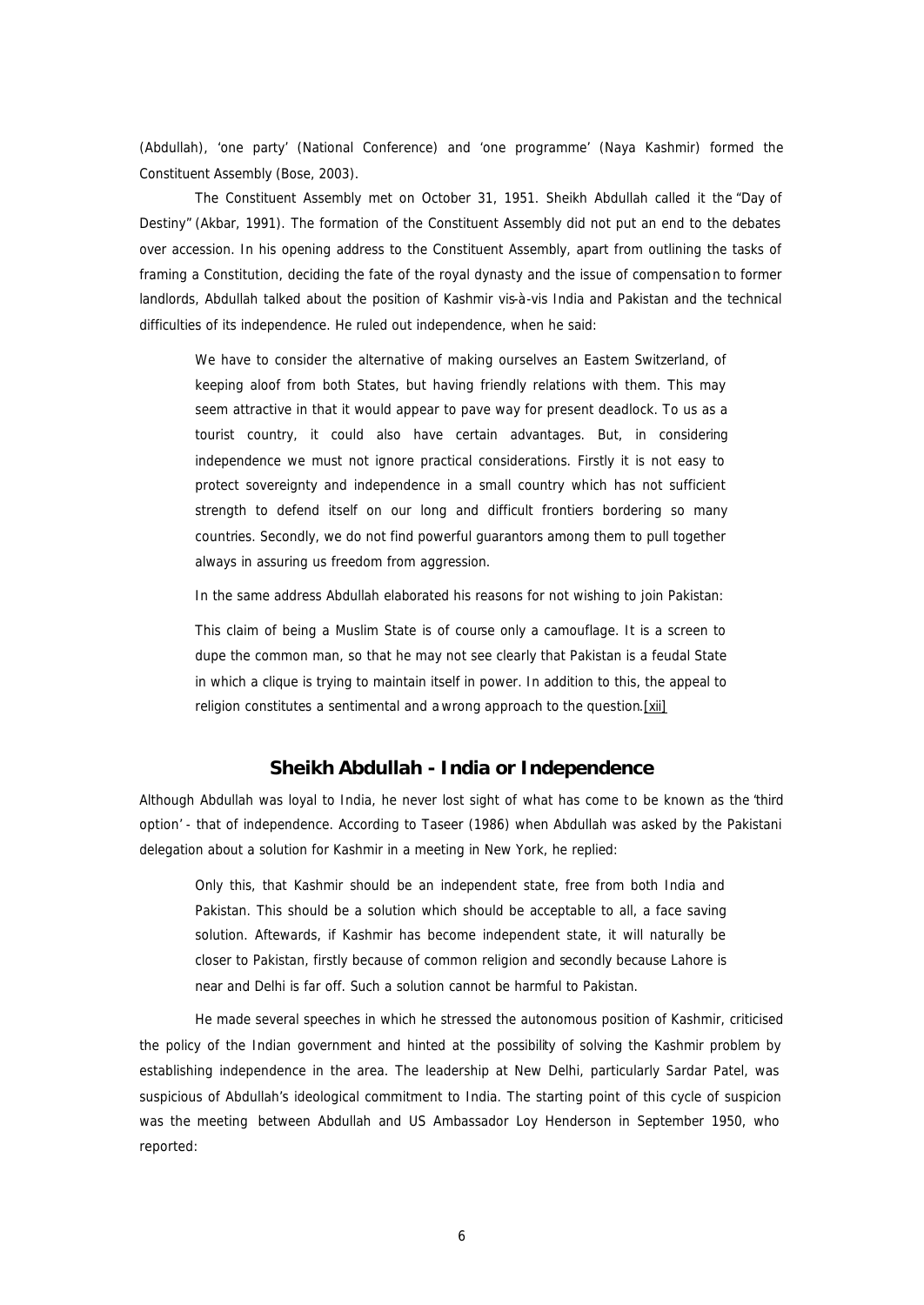(Abdullah), 'one party' (National Conference) and 'one programme' (Naya Kashmir) formed the Constituent Assembly (Bose, 2003).

The Constituent Assembly met on October 31, 1951. Sheikh Abdullah called it the "Day of Destiny" (Akbar, 1991). The formation of the Constituent Assembly did not put an end to the debates over accession. In his opening address to the Constituent Assembly, apart from outlining the tasks of framing a Constitution, deciding the fate of the royal dynasty and the issue of compensation to former landlords, Abdullah talked about the position of Kashmir vis-à-vis India and Pakistan and the technical difficulties of its independence. He ruled out independence, when he said:

> We have to consider the alternative of making ourselves an Eastern Switzerland, of keeping aloof from both States, but having friendly relations with them. This may seem attractive in that it would appear to pave way for present deadlock. To us as a tourist country, it could also have certain advantages. But, in considering independence we must not ignore practical considerations. Firstly it is not easy to protect sovereignty and independence in a small country which has not sufficient strength to defend itself on our long and difficult frontiers bordering so many countries. Secondly, we do not find powerful guarantors among them to pull together always in assuring us freedom from aggression.

In the same address Abdullah elaborated his reasons for not wishing to join Pakistan:

> This claim of being a Muslim State is of course only a camouflage. It is a screen to dupe the common man, so that he may not see clearly that Pakistan is a feudal State in which a clique is trying to maintain itself in power. In addition to this, the appeal to religion constitutes a sentimental and a wrong approach to the question.[xii]

## Sheikh Abdullah - India or Independence

Although Abdullah was loyal to India, he never lost sight of what has come to be known as the 'third option' - that of independence. According to Taseer (1986) when Abdullah was asked by the Pakistani delegation about a solution for Kashmir in a meeting in New York, he replied:

> Only this, that Kashmir should be an independent state, free from both India and Pakistan. This should be a solution which should be acceptable to all, a face saving solution. Aftewards, if Kashmir has become independent state, it will naturally be closer to Pakistan, firstly because of common religion and secondly because Lahore is near and Delhi is far off. Such a solution cannot be harmful to Pakistan.

He made several speeches in which he stressed the autonomous position of Kashmir, criticised the policy of the Indian government and hinted at the possibility of solving the Kashmir problem by establishing independence in the area. The leadership at New Delhi, particularly Sardar Patel, was suspicious of Abdullah's ideological commitment to India. The starting point of this cycle of suspicion was the meeting between Abdullah and US Ambassador Loy Henderson in September 1950, who reported: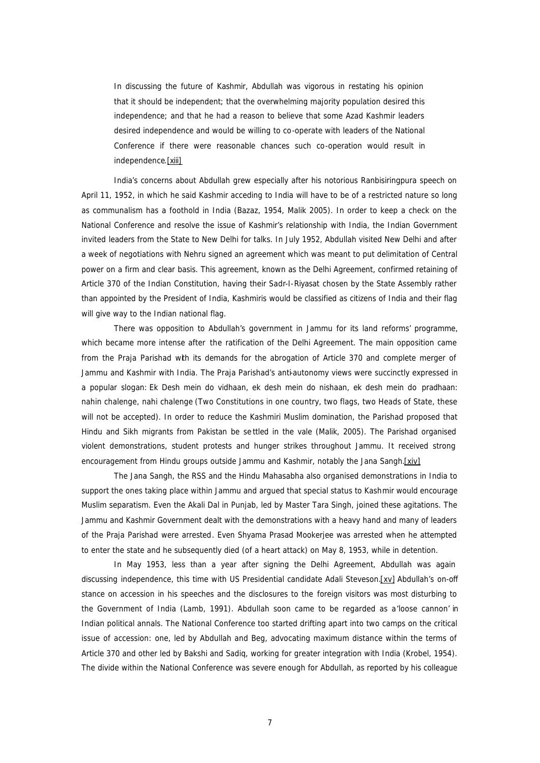> In discussing the future of Kashmir, Abdullah was vigorous in restating his opinion that it should be independent; that the overwhelming majority population desired this independence; and that he had a reason to believe that some Azad Kashmir leaders desired independence and would be willing to co-operate with leaders of the National Conference if there were reasonable chances such co-operation would result in independence.[xiii]

India's concerns about Abdullah grew especially after his notorious Ranbisiringpura speech on April 11, 1952, in which he said Kashmir acceding to India will have to be of a restricted nature so long as communalism has a foothold in India (Bazaz, 1954, Malik 2005). In order to keep a check on the National Conference and resolve the issue of Kashmir's relationship with India, the Indian Government invited leaders from the State to New Delhi for talks. In July 1952, Abdullah visited New Delhi and after a week of negotiations with Nehru signed an agreement which was meant to put delimitation of Central power on a firm and clear basis. This agreement, known as the Delhi Agreement, confirmed retaining of Article 370 of the Indian Constitution, having their Sadr-I-Riyasat chosen by the State Assembly rather than appointed by the President of India, Kashmiris would be classified as citizens of India and their flag will give way to the Indian national flag.

There was opposition to Abdullah's government in Jammu for its land reforms' programme, which became more intense after the ratification of the Delhi Agreement. The main opposition came from the Praja Parishad with its demands for the abrogation of Article 370 and complete merger of Jammu and Kashmir with India. The Praja Parishad's anti-autonomy views were succinctly expressed in a popular slogan: *Ek Desh mein do vidhaan, ek desh mein do nishaan, ek desh mein do pradhaan: nahin chalenge, nahi chalenge* (Two Constitutions in one country, two flags, two Heads of State, these will not be accepted). In order to reduce the Kashmiri Muslim domination, the Parishad proposed that Hindu and Sikh migrants from Pakistan be settled in the vale (Malik, 2005). The Parishad organised violent demonstrations, student protests and hunger strikes throughout Jammu. It received strong encouragement from Hindu groups outside Jammu and Kashmir, notably the Jana Sangh.[xiv]

The Jana Sangh, the RSS and the Hindu Mahasabha also organised demonstrations in India to support the ones taking place within Jammu and argued that special status to Kashmir would encourage Muslim separatism. Even the Akali Dal in Punjab, led by Master Tara Singh, joined these agitations. The Jammu and Kashmir Government dealt with the demonstrations with a heavy hand and many of leaders of the Praja Parishad were arrested. Even Shyama Prasad Mookerjee was arrested when he attempted to enter the state and he subsequently died (of a heart attack) on May 8, 1953, while in detention.

In May 1953, less than a year after signing the Delhi Agreement, Abdullah was again discussing independence, this time with US Presidential candidate Adali Steveson.[xv] Abdullah's on-off stance on accession in his speeches and the disclosures to the foreign visitors was most disturbing to the Government of India (Lamb, 1991). Abdullah soon came to be regarded as a 'loose cannon' in Indian political annals. The National Conference too started drifting apart into two camps on the critical issue of accession: one, led by Abdullah and Beg, advocating maximum distance within the terms of Article 370 and other led by Bakshi and Sadiq, working for greater integration with India (Krobel, 1954). The divide within the National Conference was severe enough for Abdullah, as reported by his colleague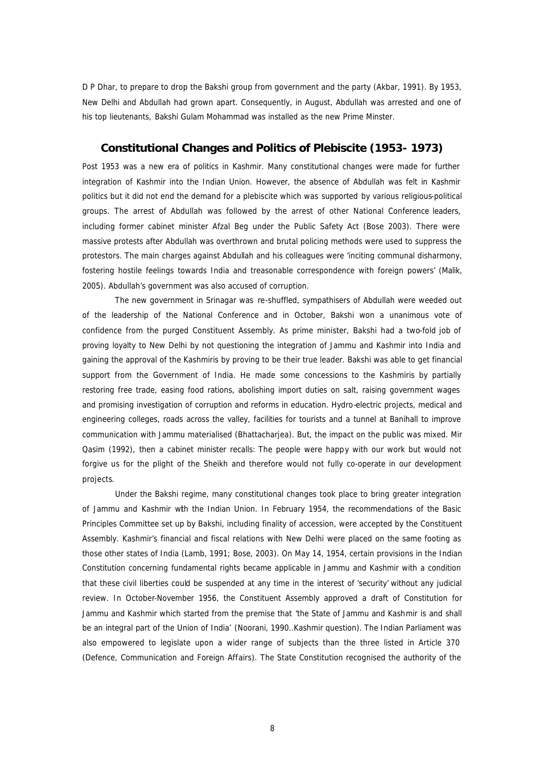D P Dhar, to prepare to drop the Bakshi group from government and the party (Akbar, 1991). By 1953, New Delhi and Abdullah had grown apart. Consequently, in August, Abdullah was arrested and one of his top lieutenants, Bakshi Gulam Mohammad was installed as the new Prime Minster.

## Constitutional Changes and Politics of Plebiscite (1953- 1973)

Post 1953 was a new era of politics in Kashmir. Many constitutional changes were made for further integration of Kashmir into the Indian Union. However, the absence of Abdullah was felt in Kashmir politics but it did not end the demand for a plebiscite which was supported by various religious-political groups. The arrest of Abdullah was followed by the arrest of other National Conference leaders, including former cabinet minister Afzal Beg under the Public Safety Act (Bose 2003). There were massive protests after Abdullah was overthrown and brutal policing methods were used to suppress the protestors. The main charges against Abdullah and his colleagues were 'inciting communal disharmony, fostering hostile feelings towards India and treasonable correspondence with foreign powers' (Malik, 2005). Abdullah's government was also accused of corruption.

The new government in Srinagar was re-shuffled, sympathisers of Abdullah were weeded out of the leadership of the National Conference and in October, Bakshi won a unanimous vote of confidence from the purged Constituent Assembly. As prime minister, Bakshi had a two-fold job of proving loyalty to New Delhi by not questioning the integration of Jammu and Kashmir into India and gaining the approval of the Kashmiris by proving to be their true leader. Bakshi was able to get financial support from the Government of India. He made some concessions to the Kashmiris by partially restoring free trade, easing food rations, abolishing import duties on salt, raising government wages and promising investigation of corruption and reforms in education. Hydro-electric projects, medical and engineering colleges, roads across the valley, facilities for tourists and a tunnel at Banihall to improve communication with Jammu materialised (Bhattacharjea). But, the impact on the public was mixed. Mir Qasim (1992), then a cabinet minister recalls: The people were happy with our work but would not forgive us for the plight of the Sheikh and therefore would not fully co-operate in our development projects.

Under the Bakshi regime, many constitutional changes took place to bring greater integration of Jammu and Kashmir with the Indian Union. In February 1954, the recommendations of the Basic Principles Committee set up by Bakshi, including finality of accession, were accepted by the Constituent Assembly. Kashmir's financial and fiscal relations with New Delhi were placed on the same footing as those other states of India (Lamb, 1991; Bose, 2003). On May 14, 1954, certain provisions in the Indian Constitution concerning fundamental rights became applicable in Jammu and Kashmir with a condition that these civil liberties could be suspended at any time in the interest of 'security' without any judicial review. In October-November 1956, the Constituent Assembly approved a draft of Constitution for Jammu and Kashmir which started from the premise that 'the State of Jammu and Kashmir is and shall be an integral part of the Union of India' (Noorani, 1990..Kashmir question). The Indian Parliament was also empowered to legislate upon a wider range of subjects than the three listed in Article 370 (Defence, Communication and Foreign Affairs). The State Constitution recognised the authority of the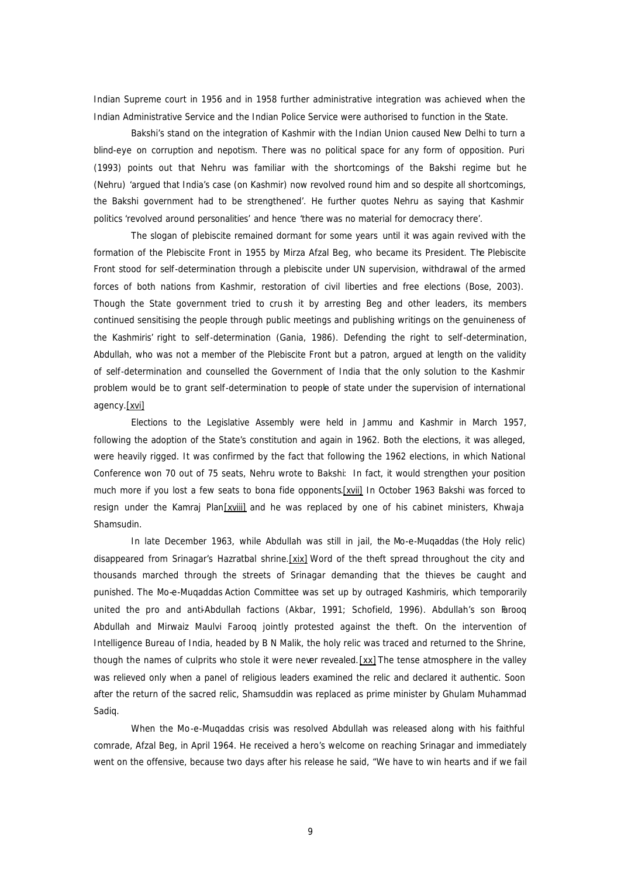Indian Supreme court in 1956 and in 1958 further administrative integration was achieved when the Indian Administrative Service and the Indian Police Service were authorised to function in the State.

Bakshi's stand on the integration of Kashmir with the Indian Union caused New Delhi to turn a blind-eye on corruption and nepotism. There was no political space for any form of opposition. Puri (1993) points out that Nehru was familiar with the shortcomings of the Bakshi regime but he (Nehru) 'argued that India's case (on Kashmir) now revolved round him and so despite all shortcomings, the Bakshi government had to be strengthened'. He further quotes Nehru as saying that Kashmir politics 'revolved around personalities' and hence 'there was no material for democracy there'.

The slogan of plebiscite remained dormant for some years until it was again revived with the formation of the Plebiscite Front in 1955 by Mirza Afzal Beg, who became its President. The Plebiscite Front stood for self-determination through a plebiscite under UN supervision, withdrawal of the armed forces of both nations from Kashmir, restoration of civil liberties and free elections (Bose, 2003). Though the State government tried to crush it by arresting Beg and other leaders, its members continued sensitising the people through public meetings and publishing writings on the genuineness of the Kashmiris' right to self-determination (Gania, 1986). Defending the right to self-determination, Abdullah, who was not a member of the Plebiscite Front but a patron, argued at length on the validity of self-determination and counselled the Government of India that the only solution to the Kashmir problem would be to grant self-determination to people of state under the supervision of international agency.[xvi]

Elections to the Legislative Assembly were held in Jammu and Kashmir in March 1957, following the adoption of the State's constitution and again in 1962. Both the elections, it was alleged, were heavily rigged. It was confirmed by the fact that following the 1962 elections, in which National Conference won 70 out of 75 seats, Nehru wrote to Bakshi: In fact, it would strengthen your position much more if you lost a few seats to bona fide opponents.[xvii] In October 1963 Bakshi was forced to resign under the Kamraj Plan[xviii] and he was replaced by one of his cabinet ministers, Khwaja Shamsudin.

In late December 1963, while Abdullah was still in jail, the Mo-e-Muqaddas (the Holy relic) disappeared from Srinagar's Hazratbal shrine.[xix] Word of the theft spread throughout the city and thousands marched through the streets of Srinagar demanding that the thieves be caught and punished. The Mo-e-Muqaddas Action Committee was set up by outraged Kashmiris, which temporarily united the pro and anti-Abdullah factions (Akbar, 1991; Schofield, 1996). Abdullah's son Farooq Abdullah and Mirwaiz Maulvi Farooq jointly protested against the theft. On the intervention of Intelligence Bureau of India, headed by B N Malik, the holy relic was traced and returned to the Shrine, though the names of culprits who stole it were never revealed.[xx] The tense atmosphere in the valley was relieved only when a panel of religious leaders examined the relic and declared it authentic. Soon after the return of the sacred relic, Shamsuddin was replaced as prime minister by Ghulam Muhammad Sadiq.

When the Mo-e-Muqaddas crisis was resolved Abdullah was released along with his faithful comrade, Afzal Beg, in April 1964. He received a hero's welcome on reaching Srinagar and immediately went on the offensive, because two days after his release he said, "We have to win hearts and if we fail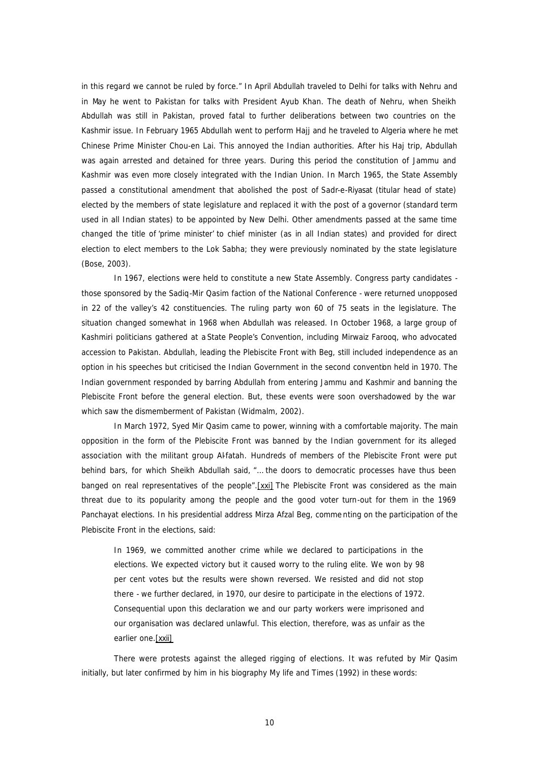in this regard we cannot be ruled by force." In April Abdullah traveled to Delhi for talks with Nehru and in May he went to Pakistan for talks with President Ayub Khan. The death of Nehru, when Sheikh Abdullah was still in Pakistan, proved fatal to further deliberations between two countries on the Kashmir issue. In February 1965 Abdullah went to perform Hajj and he traveled to Algeria where he met Chinese Prime Minister Chou-en Lai. This annoyed the Indian authorities. After his Haj trip, Abdullah was again arrested and detained for three years. During this period the constitution of Jammu and Kashmir was even more closely integrated with the Indian Union. In March 1965, the State Assembly passed a constitutional amendment that abolished the post of Sadr-e-Riyasat (titular head of state) elected by the members of state legislature and replaced it with the post of a governor (standard term used in all Indian states) to be appointed by New Delhi. Other amendments passed at the same time changed the title of 'prime minister' to chief minister (as in all Indian states) and provided for direct election to elect members to the Lok Sabha; they were previously nominated by the state legislature (Bose, 2003).

In 1967, elections were held to constitute a new State Assembly. Congress party candidates - those sponsored by the Sadiq-Mir Qasim faction of the National Conference - were returned unopposed in 22 of the valley's 42 constituencies. The ruling party won 60 of 75 seats in the legislature. The situation changed somewhat in 1968 when Abdullah was released. In October 1968, a large group of Kashmiri politicians gathered at a State People's Convention, including Mirwaiz Farooq, who advocated accession to Pakistan. Abdullah, leading the Plebiscite Front with Beg, still included independence as an option in his speeches but criticised the Indian Government in the second convention held in 1970. The Indian government responded by barring Abdullah from entering Jammu and Kashmir and banning the Plebiscite Front before the general election. But, these events were soon overshadowed by the war which saw the dismemberment of Pakistan (Widmalm, 2002).

In March 1972, Syed Mir Qasim came to power, winning with a comfortable majority. The main opposition in the form of the Plebiscite Front was banned by the Indian government for its alleged association with the militant group Al-fatah. Hundreds of members of the Plebiscite Front were put behind bars, for which Sheikh Abdullah said, "... the doors to democratic processes have thus been banged on real representatives of the people".[xxi] The Plebiscite Front was considered as the main threat due to its popularity among the people and the good voter turn-out for them in the 1969 Panchayat elections. In his presidential address Mirza Afzal Beg, commenting on the participation of the Plebiscite Front in the elections, said:

> In 1969, we committed another crime while we declared to participations in the elections. We expected victory but it caused worry to the ruling elite. We won by 98 per cent votes but the results were shown reversed. We resisted and did not stop there - we further declared, in 1970, our desire to participate in the elections of 1972. Consequential upon this declaration we and our party workers were imprisoned and our organisation was declared unlawful. This election, therefore, was as unfair as the earlier one.[xxii]

There were protests against the alleged rigging of elections. It was refuted by Mir Qasim initially, but later confirmed by him in his biography My life and Times (1992) in these words: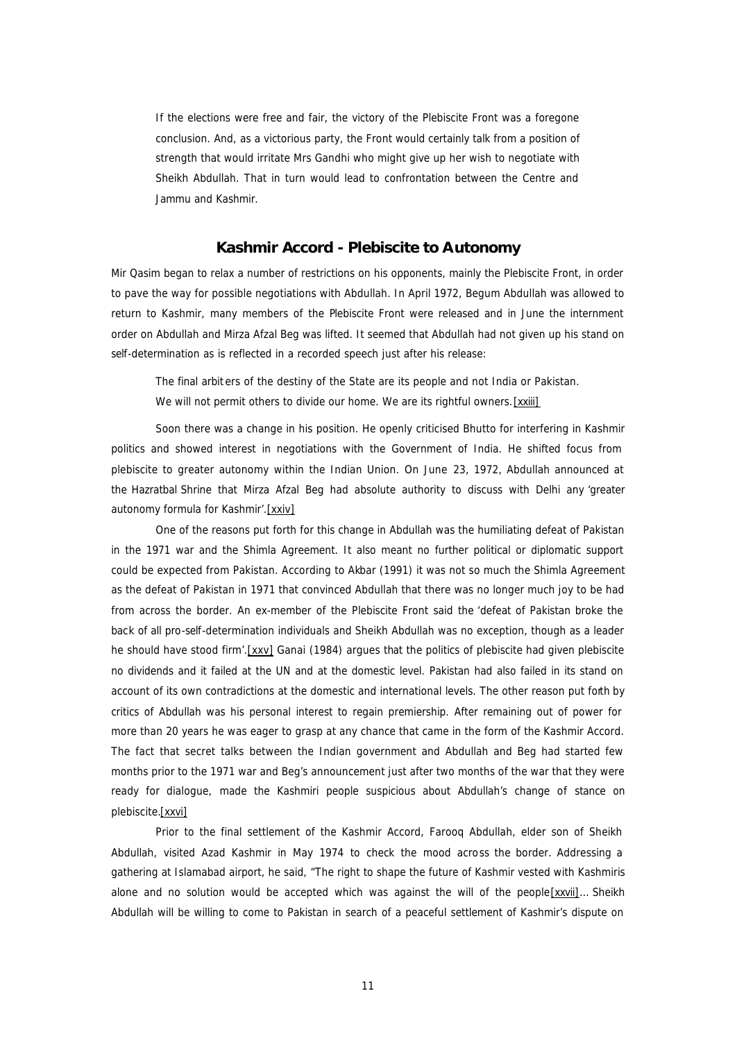If the elections were free and fair, the victory of the Plebiscite Front was a foregone conclusion. And, as a victorious party, the Front would certainly talk from a position of strength that would irritate Mrs Gandhi who might give up her wish to negotiate with Sheikh Abdullah. That in turn would lead to confrontation between the Centre and Jammu and Kashmir.

## Kashmir Accord - Plebiscite to Autonomy

Mir Qasim began to relax a number of restrictions on his opponents, mainly the Plebiscite Front, in order to pave the way for possible negotiations with Abdullah. In April 1972, Begum Abdullah was allowed to return to Kashmir, many members of the Plebiscite Front were released and in June the internment order on Abdullah and Mirza Afzal Beg was lifted. It seemed that Abdullah had not given up his stand on self-determination as is reflected in a recorded speech just after his release:

> The final arbiters of the destiny of the State are its people and not India or Pakistan. We will not permit others to divide our home. We are its rightful owners.[xxiii]

Soon there was a change in his position. He openly criticised Bhutto for interfering in Kashmir politics and showed interest in negotiations with the Government of India. He shifted focus from plebiscite to greater autonomy within the Indian Union. On June 23, 1972, Abdullah announced at the Hazratbal Shrine that Mirza Afzal Beg had absolute authority to discuss with Delhi any 'greater autonomy formula for Kashmir'.[xxiv]

One of the reasons put forth for this change in Abdullah was the humiliating defeat of Pakistan in the 1971 war and the Shimla Agreement. It also meant no further political or diplomatic support could be expected from Pakistan. According to Akbar (1991) it was not so much the Shimla Agreement as the defeat of Pakistan in 1971 that convinced Abdullah that there was no longer much joy to be had from across the border. An ex-member of the Plebiscite Front said the 'defeat of Pakistan broke the back of all pro-self-determination individuals and Sheikh Abdullah was no exception, though as a leader he should have stood firm'.[xxv] Ganai (1984) argues that the politics of plebiscite had given plebiscite no dividends and it failed at the UN and at the domestic level. Pakistan had also failed in its stand on account of its own contradictions at the domestic and international levels. The other reason put forth by critics of Abdullah was his personal interest to regain premiership. After remaining out of power for more than 20 years he was eager to grasp at any chance that came in the form of the Kashmir Accord. The fact that secret talks between the Indian government and Abdullah and Beg had started few months prior to the 1971 war and Beg's announcement just after two months of the war that they were ready for dialogue, made the Kashmiri people suspicious about Abdullah's change of stance on plebiscite.[xxvi]

Prior to the final settlement of the Kashmir Accord, Farooq Abdullah, elder son of Sheikh Abdullah, visited Azad Kashmir in May 1974 to check the mood across the border. Addressing a gathering at Islamabad airport, he said, "The right to shape the future of Kashmir vested with Kashmiris alone and no solution would be accepted which was against the will of the people[xxvii]… Sheikh Abdullah will be willing to come to Pakistan in search of a peaceful settlement of Kashmir's dispute on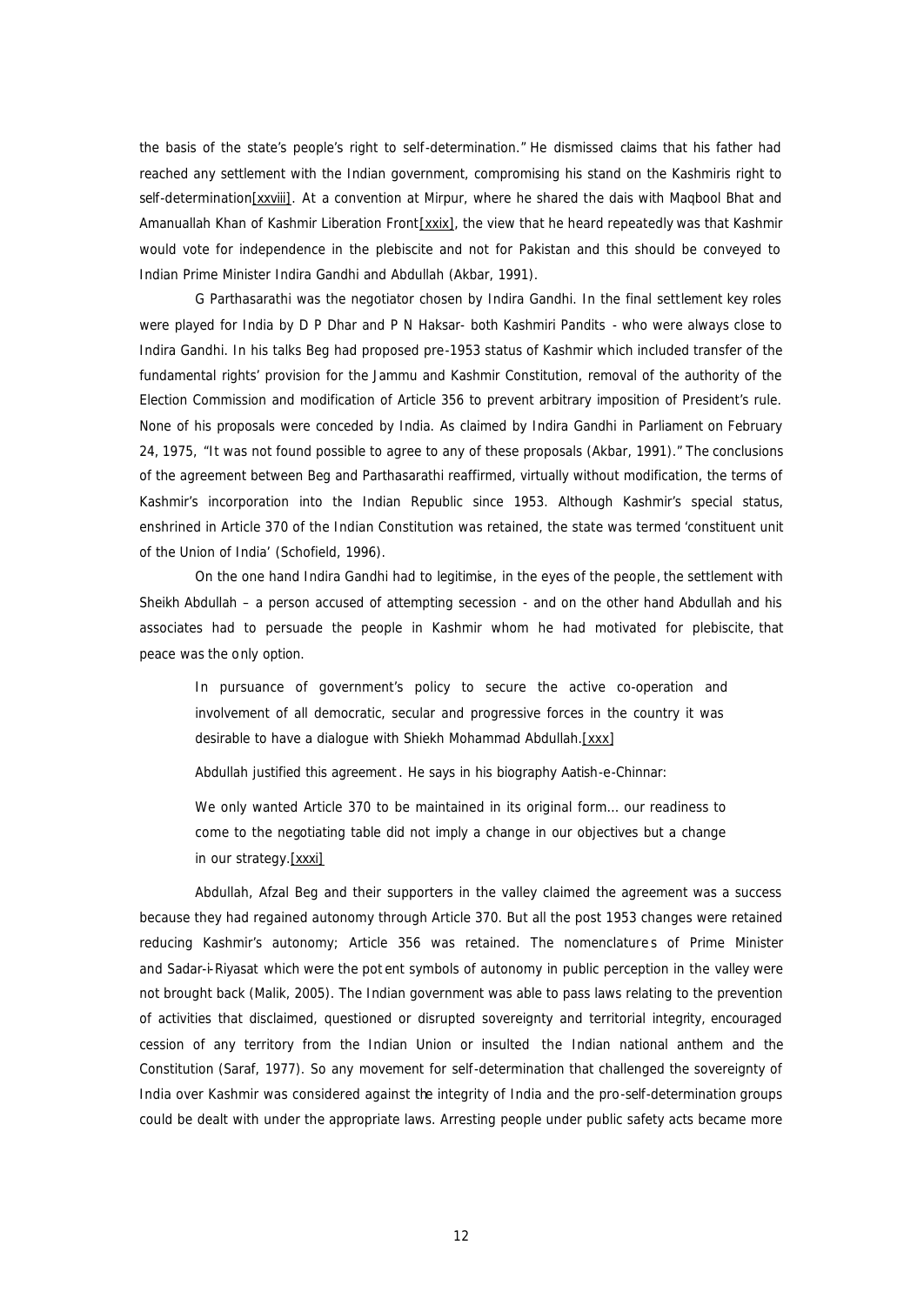the basis of the state's people's right to self-determination." He dismissed claims that his father had reached any settlement with the Indian government, compromising his stand on the Kashmiris right to self-determination[xxviii]. At a convention at Mirpur, where he shared the dais with Maqbool Bhat and Amanuallah Khan of Kashmir Liberation Front[xxix], the view that he heard repeatedly was that Kashmir would vote for independence in the plebiscite and not for Pakistan and this should be conveyed to Indian Prime Minister Indira Gandhi and Abdullah (Akbar, 1991).

G Parthasarathi was the negotiator chosen by Indira Gandhi. In the final settlement key roles were played for India by D P Dhar and P N Haksar- both Kashmiri Pandits - who were always close to Indira Gandhi. In his talks Beg had proposed pre-1953 status of Kashmir which included transfer of the fundamental rights' provision for the Jammu and Kashmir Constitution, removal of the authority of the Election Commission and modification of Article 356 to prevent arbitrary imposition of President's rule. None of his proposals were conceded by India. As claimed by Indira Gandhi in Parliament on February 24, 1975, "It was not found possible to agree to any of these proposals (Akbar, 1991)." The conclusions of the agreement between Beg and Parthasarathi reaffirmed, virtually without modification, the terms of Kashmir's incorporation into the Indian Republic since 1953. Although Kashmir's special status, enshrined in Article 370 of the Indian Constitution was retained, the state was termed 'constituent unit of the Union of India' (Schofield, 1996).

On the one hand Indira Gandhi had to legitimise, in the eyes of the people, the settlement with Sheikh Abdullah – a person accused of attempting secession - and on the other hand Abdullah and his associates had to persuade the people in Kashmir whom he had motivated for plebiscite, that peace was the only option.

> In pursuance of government's policy to secure the active co-operation and involvement of all democratic, secular and progressive forces in the country it was desirable to have a dialogue with Shiekh Mohammad Abdullah.[xxx]

Abdullah justified this agreement. He says in his biography Aatish-e-Chinnar:

> We only wanted Article 370 to be maintained in its original form… our readiness to come to the negotiating table did not imply a change in our objectives but a change in our strategy.[xxxi]

Abdullah, Afzal Beg and their supporters in the valley claimed the agreement was a success because they had regained autonomy through Article 370. But all the post 1953 changes were retained reducing Kashmir's autonomy; Article 356 was retained. The nomenclatures of Prime Minister and Sadar-i-Riyasat which were the potent symbols of autonomy in public perception in the valley were not brought back (Malik, 2005). The Indian government was able to pass laws relating to the prevention of activities that disclaimed, questioned or disrupted sovereignty and territorial integrity, encouraged cession of any territory from the Indian Union or insulted the Indian national anthem and the Constitution (Saraf, 1977). So any movement for self-determination that challenged the sovereignty of India over Kashmir was considered against the integrity of India and the pro-self-determination groups could be dealt with under the appropriate laws. Arresting people under public safety acts became more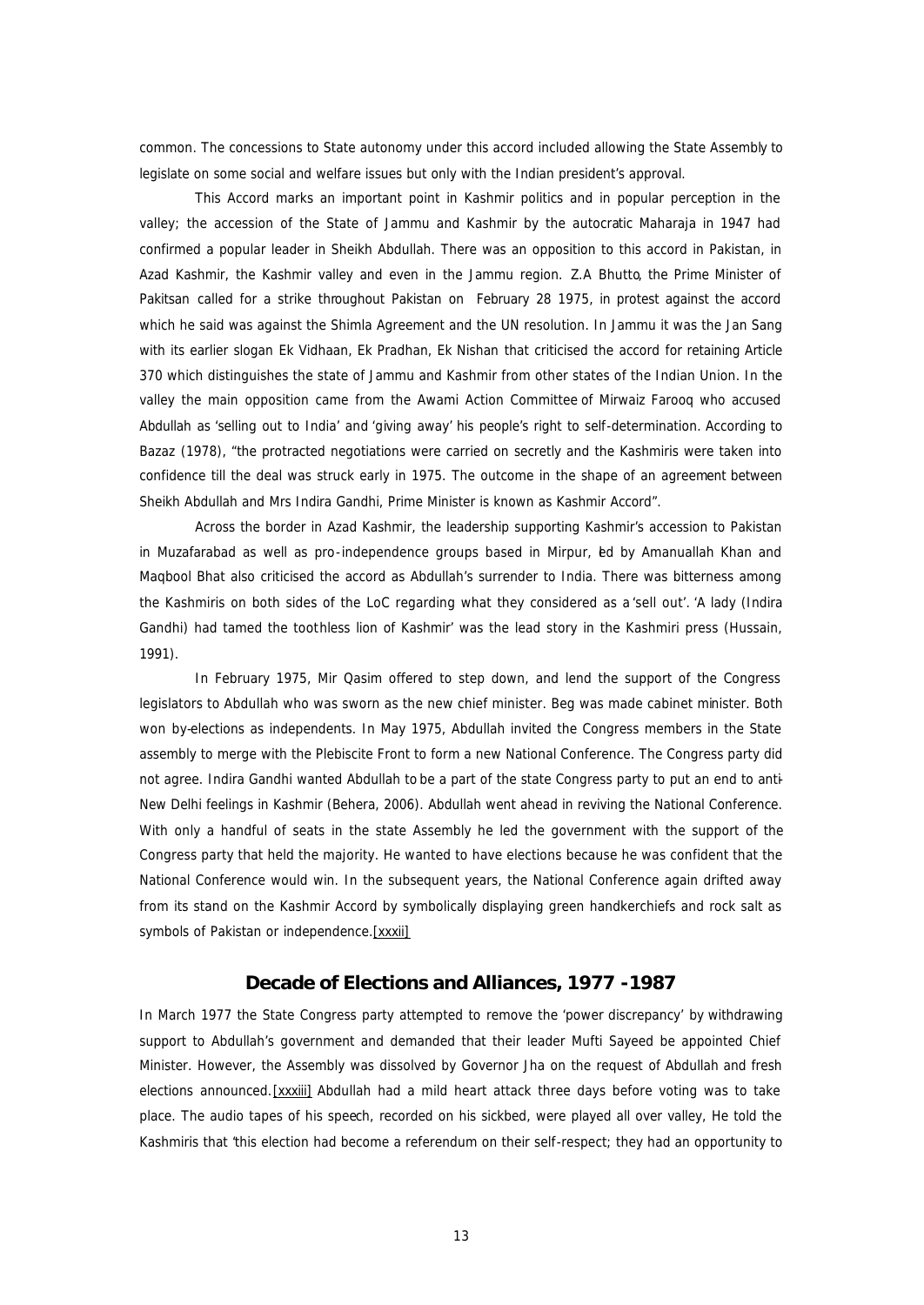common. The concessions to State autonomy under this accord included allowing the State Assembly to legislate on some social and welfare issues but only with the Indian president's approval.

This Accord marks an important point in Kashmir politics and in popular perception in the valley; the accession of the State of Jammu and Kashmir by the autocratic Maharaja in 1947 had confirmed a popular leader in Sheikh Abdullah. There was an opposition to this accord in Pakistan, in Azad Kashmir, the Kashmir valley and even in the Jammu region. Z.A Bhutto, the Prime Minister of Pakitsan called for a strike throughout Pakistan on February 28 1975, in protest against the accord which he said was against the Shimla Agreement and the UN resolution. In Jammu it was the Jan Sang with its earlier slogan Ek Vidhaan, Ek Pradhan, Ek Nishan that criticised the accord for retaining Article 370 which distinguishes the state of Jammu and Kashmir from other states of the Indian Union. In the valley the main opposition came from the Awami Action Committee of Mirwaiz Farooq who accused Abdullah as 'selling out to India' and 'giving away' his people's right to self-determination. According to Bazaz (1978), "the protracted negotiations were carried on secretly and the Kashmiris were taken into confidence till the deal was struck early in 1975. The outcome in the shape of an agreement between Sheikh Abdullah and Mrs Indira Gandhi, Prime Minister is known as Kashmir Accord".

Across the border in Azad Kashmir, the leadership supporting Kashmir's accession to Pakistan in Muzafarabad as well as pro-independence groups based in Mirpur, led by Amanuallah Khan and Maqbool Bhat also criticised the accord as Abdullah's surrender to India. There was bitterness among the Kashmiris on both sides of the LoC regarding what they considered as a 'sell out'. 'A lady (Indira Gandhi) had tamed the toothless lion of Kashmir' was the lead story in the Kashmiri press (Hussain, 1991).

In February 1975, Mir Qasim offered to step down, and lend the support of the Congress legislators to Abdullah who was sworn as the new chief minister. Beg was made cabinet minister. Both won by-elections as independents. In May 1975, Abdullah invited the Congress members in the State assembly to merge with the Plebiscite Front to form a new National Conference. The Congress party did not agree. Indira Gandhi wanted Abdullah to be a part of the state Congress party to put an end to anti-New Delhi feelings in Kashmir (Behera, 2006). Abdullah went ahead in reviving the National Conference. With only a handful of seats in the state Assembly he led the government with the support of the Congress party that held the majority. He wanted to have elections because he was confident that the National Conference would win. In the subsequent years, the National Conference again drifted away from its stand on the Kashmir Accord by symbolically displaying green handkerchiefs and rock salt as symbols of Pakistan or independence.[xxxii]

## Decade of Elections and Alliances, 1977 -1987

In March 1977 the State Congress party attempted to remove the 'power discrepancy' by withdrawing support to Abdullah's government and demanded that their leader Mufti Sayeed be appointed Chief Minister. However, the Assembly was dissolved by Governor Jha on the request of Abdullah and fresh elections announced.[xxxiii] Abdullah had a mild heart attack three days before voting was to take place. The audio tapes of his speech, recorded on his sickbed, were played all over valley, He told the Kashmiris that 'this election had become a referendum on their self-respect; they had an opportunity to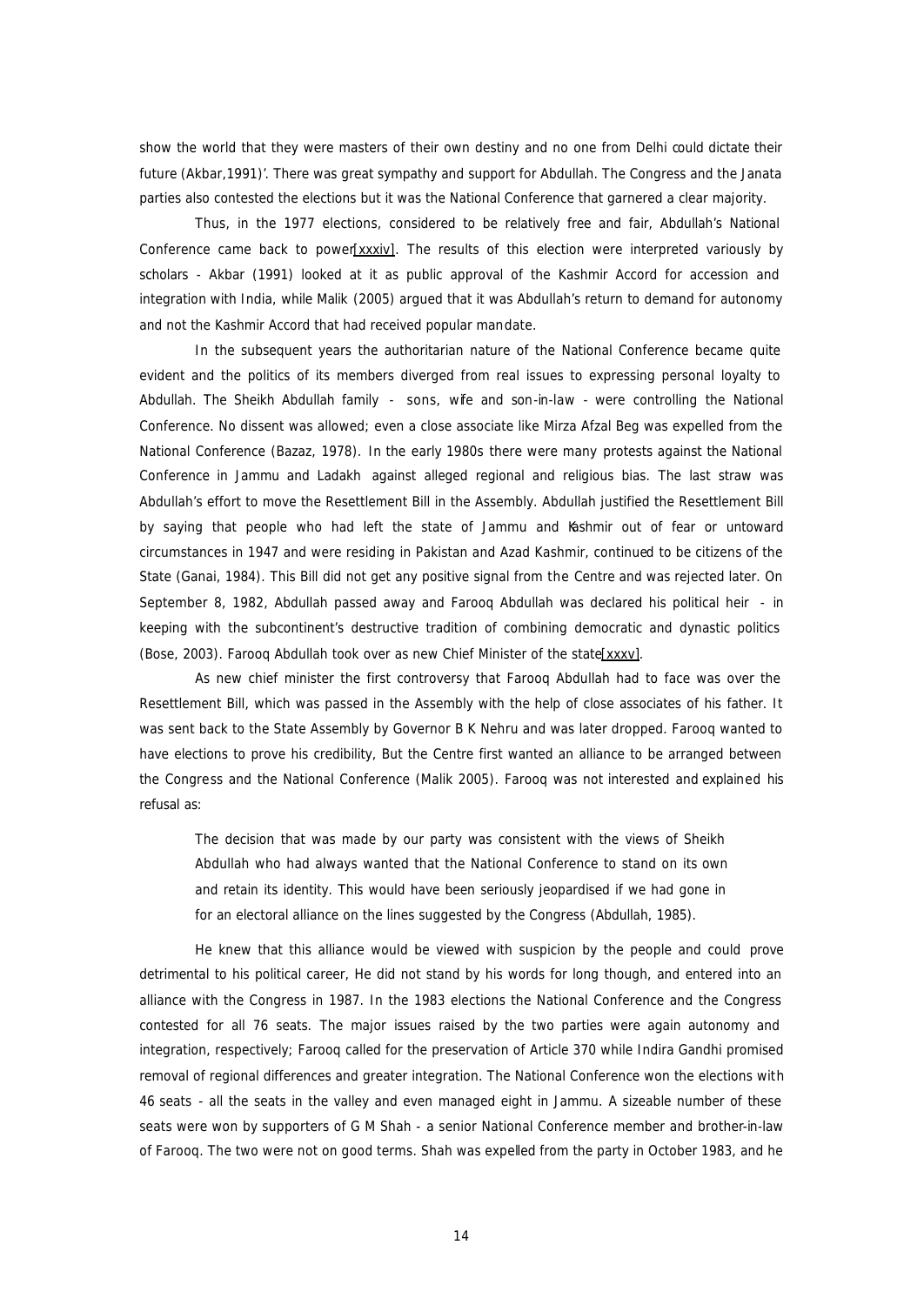show the world that they were masters of their own destiny and no one from Delhi could dictate their future (Akbar,1991)'. There was great sympathy and support for Abdullah. The Congress and the Janata parties also contested the elections but it was the National Conference that garnered a clear majority.

Thus, in the 1977 elections, considered to be relatively free and fair, Abdullah's National Conference came back to power[xxxiv]. The results of this election were interpreted variously by scholars - Akbar (1991) looked at it as public approval of the Kashmir Accord for accession and integration with India, while Malik (2005) argued that it was Abdullah's return to demand for autonomy and not the Kashmir Accord that had received popular mandate.

In the subsequent years the authoritarian nature of the National Conference became quite evident and the politics of its members diverged from real issues to expressing personal loyalty to Abdullah. The Sheikh Abdullah family - sons, wife and son-in-law - were controlling the National Conference. No dissent was allowed; even a close associate like Mirza Afzal Beg was expelled from the National Conference (Bazaz, 1978). In the early 1980s there were many protests against the National Conference in Jammu and Ladakh against alleged regional and religious bias. The last straw was Abdullah's effort to move the Resettlement Bill in the Assembly. Abdullah justified the Resettlement Bill by saying that people who had left the state of Jammu and Kashmir out of fear or untoward circumstances in 1947 and were residing in Pakistan and Azad Kashmir, continued to be citizens of the State (Ganai, 1984). This Bill did not get any positive signal from the Centre and was rejected later. On September 8, 1982, Abdullah passed away and Farooq Abdullah was declared his political heir - in keeping with the subcontinent's destructive tradition of combining democratic and dynastic politics (Bose, 2003). Farooq Abdullah took over as new Chief Minister of the state[xxxv].

As new chief minister the first controversy that Farooq Abdullah had to face was over the Resettlement Bill, which was passed in the Assembly with the help of close associates of his father. It was sent back to the State Assembly by Governor B K Nehru and was later dropped. Farooq wanted to have elections to prove his credibility, But the Centre first wanted an alliance to be arranged between the Congress and the National Conference (Malik 2005). Farooq was not interested and explained his refusal as:

> The decision that was made by our party was consistent with the views of Sheikh Abdullah who had always wanted that the National Conference to stand on its own and retain its identity. This would have been seriously jeopardised if we had gone in for an electoral alliance on the lines suggested by the Congress (Abdullah, 1985).

He knew that this alliance would be viewed with suspicion by the people and could prove detrimental to his political career, He did not stand by his words for long though, and entered into an alliance with the Congress in 1987. In the 1983 elections the National Conference and the Congress contested for all 76 seats. The major issues raised by the two parties were again autonomy and integration, respectively; Farooq called for the preservation of Article 370 while Indira Gandhi promised removal of regional differences and greater integration. The National Conference won the elections with 46 seats - all the seats in the valley and even managed eight in Jammu. A sizeable number of these seats were won by supporters of G M Shah - a senior National Conference member and brother-in-law of Farooq. The two were not on good terms. Shah was expelled from the party in October 1983, and he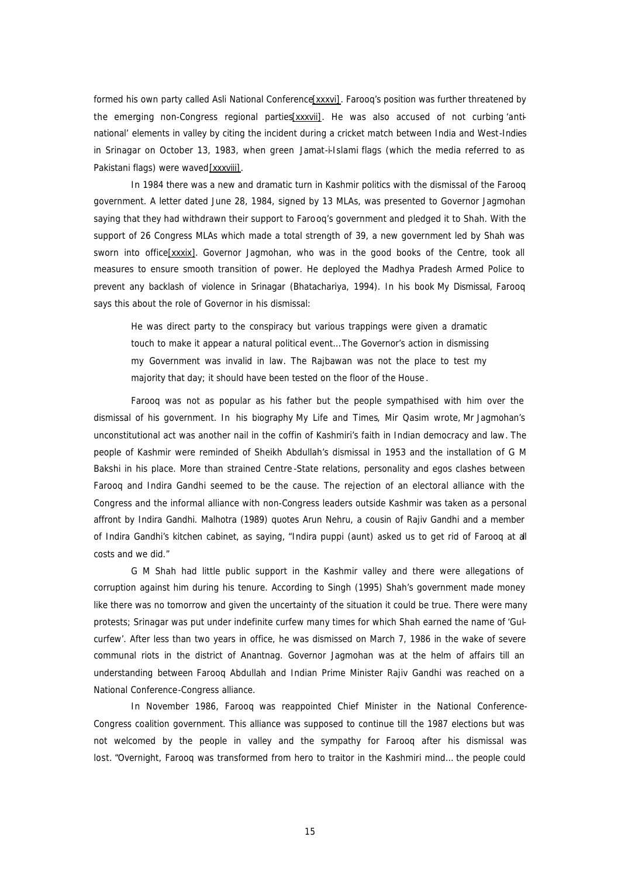formed his own party called Asli National Conference[xxxvi]. Farooq's position was further threatened by the emerging non-Congress regional parties[xxxvii]. He was also accused of not curbing 'anti-national' elements in valley by citing the incident during a cricket match between India and West-Indies in Srinagar on October 13, 1983, when green Jamat-i-Islami flags (which the media referred to as Pakistani flags) were waved[xxxviii].

In 1984 there was a new and dramatic turn in Kashmir politics with the dismissal of the Farooq government. A letter dated June 28, 1984, signed by 13 MLAs, was presented to Governor Jagmohan saying that they had withdrawn their support to Farooq's government and pledged it to Shah. With the support of 26 Congress MLAs which made a total strength of 39, a new government led by Shah was sworn into office[xxxix]. Governor Jagmohan, who was in the good books of the Centre, took all measures to ensure smooth transition of power. He deployed the Madhya Pradesh Armed Police to prevent any backlash of violence in Srinagar (Bhatachariya, 1994). In his book My Dismissal, Farooq says this about the role of Governor in his dismissal:

> He was direct party to the conspiracy but various trappings were given a dramatic touch to make it appear a natural political event… The Governor's action in dismissing my Government was invalid in law. The Rajbawan was not the place to test my majority that day; it should have been tested on the floor of the House.

Farooq was not as popular as his father but the people sympathised with him over the dismissal of his government. In his biography My Life and Times, Mir Qasim wrote, Mr Jagmohan's unconstitutional act was another nail in the coffin of Kashmiri's faith in Indian democracy and law. The people of Kashmir were reminded of Sheikh Abdullah's dismissal in 1953 and the installation of G M Bakshi in his place. More than strained Centre-State relations, personality and egos clashes between Farooq and Indira Gandhi seemed to be the cause. The rejection of an electoral alliance with the Congress and the informal alliance with non-Congress leaders outside Kashmir was taken as a personal affront by Indira Gandhi. Malhotra (1989) quotes Arun Nehru, a cousin of Rajiv Gandhi and a member of Indira Gandhi's kitchen cabinet, as saying, "Indira puppi (aunt) asked us to get rid of Farooq at all costs and we did."

G M Shah had little public support in the Kashmir valley and there were allegations of corruption against him during his tenure. According to Singh (1995) Shah's government made money like there was no tomorrow and given the uncertainty of the situation it could be true. There were many protests; Srinagar was put under indefinite curfew many times for which Shah earned the name of 'Gul-curfew'. After less than two years in office, he was dismissed on March 7, 1986 in the wake of severe communal riots in the district of Anantnag. Governor Jagmohan was at the helm of affairs till an understanding between Farooq Abdullah and Indian Prime Minister Rajiv Gandhi was reached on a National Conference-Congress alliance.

In November 1986, Farooq was reappointed Chief Minister in the National Conference-Congress coalition government. This alliance was supposed to continue till the 1987 elections but was not welcomed by the people in valley and the sympathy for Farooq after his dismissal was lost. "Overnight, Farooq was transformed from hero to traitor in the Kashmiri mind… the people could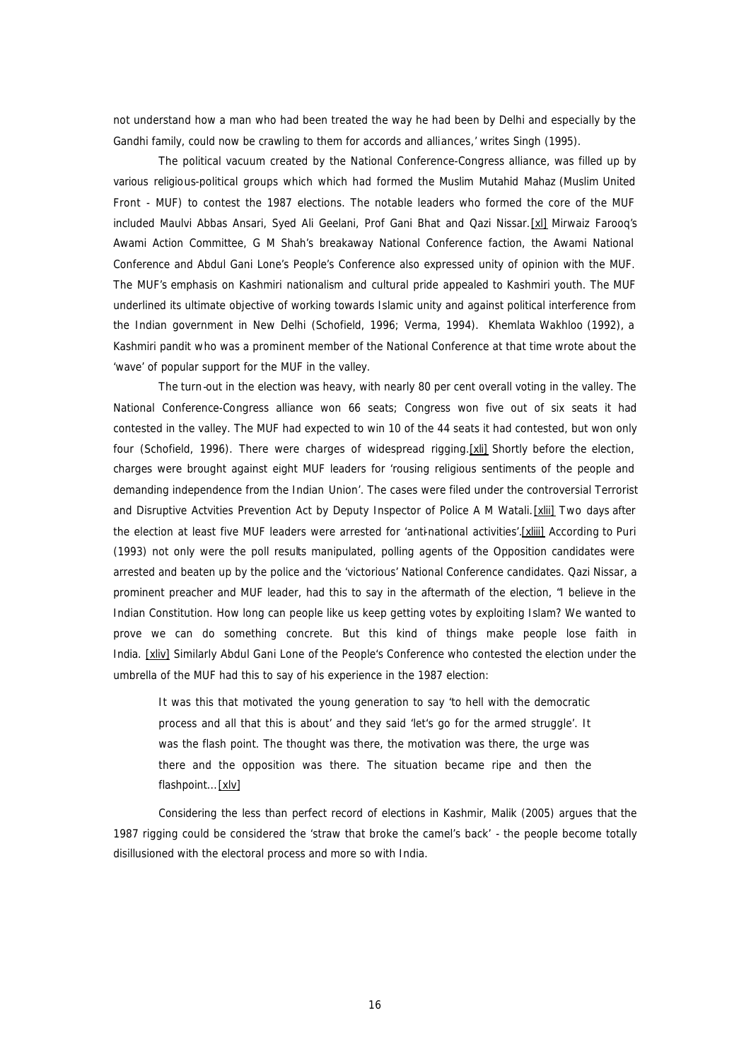not understand how a man who had been treated the way he had been by Delhi and especially by the Gandhi family, could now be crawling to them for accords and alliances,' writes Singh (1995).

The political vacuum created by the National Conference-Congress alliance, was filled up by various religious-political groups which which had formed the Muslim Mutahid Mahaz (Muslim United Front - MUF) to contest the 1987 elections. The notable leaders who formed the core of the MUF included Maulvi Abbas Ansari, Syed Ali Geelani, Prof Gani Bhat and Qazi Nissar.[xl] Mirwaiz Farooq's Awami Action Committee, G M Shah's breakaway National Conference faction, the Awami National Conference and Abdul Gani Lone's People's Conference also expressed unity of opinion with the MUF. The MUF's emphasis on Kashmiri nationalism and cultural pride appealed to Kashmiri youth. The MUF underlined its ultimate objective of working towards Islamic unity and against political interference from the Indian government in New Delhi (Schofield, 1996; Verma, 1994). Khemlata Wakhloo (1992), a Kashmiri pandit who was a prominent member of the National Conference at that time wrote about the 'wave' of popular support for the MUF in the valley.

The turn-out in the election was heavy, with nearly 80 per cent overall voting in the valley. The National Conference-Congress alliance won 66 seats; Congress won five out of six seats it had contested in the valley. The MUF had expected to win 10 of the 44 seats it had contested, but won only four (Schofield, 1996). There were charges of widespread rigging.[xli] Shortly before the election, charges were brought against eight MUF leaders for 'rousing religious sentiments of the people and demanding independence from the Indian Union'. The cases were filed under the controversial Terrorist and Disruptive Actvities Prevention Act by Deputy Inspector of Police A M Watali.[xlii] Two days after the election at least five MUF leaders were arrested for 'anti-national activities'.[xliii] According to Puri (1993) not only were the poll results manipulated, polling agents of the Opposition candidates were arrested and beaten up by the police and the 'victorious' National Conference candidates. Qazi Nissar, a prominent preacher and MUF leader, had this to say in the aftermath of the election, "I believe in the Indian Constitution. How long can people like us keep getting votes by exploiting Islam? We wanted to prove we can do something concrete. But this kind of things make people lose faith in India. [xliv] Similarly Abdul Gani Lone of the People's Conference who contested the election under the umbrella of the MUF had this to say of his experience in the 1987 election:

> It was this that motivated the young generation to say 'to hell with the democratic process and all that this is about' and they said 'let's go for the armed struggle'. It was the flash point. The thought was there, the motivation was there, the urge was there and the opposition was there. The situation became ripe and then the flashpoint...[xlv]

Considering the less than perfect record of elections in Kashmir, Malik (2005) argues that the 1987 rigging could be considered the 'straw that broke the camel's back' - the people become totally disillusioned with the electoral process and more so with India.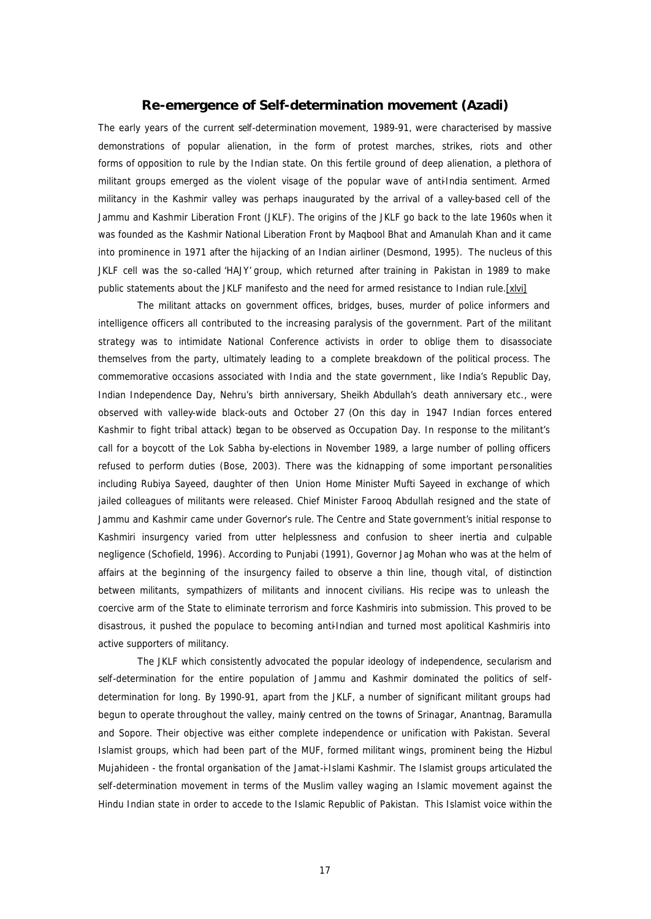## Re-emergence of Self-determination movement (Azadi)

The early years of the current self-determination movement, 1989-91, were characterised by massive demonstrations of popular alienation, in the form of protest marches, strikes, riots and other forms of opposition to rule by the Indian state. On this fertile ground of deep alienation, a plethora of militant groups emerged as the violent visage of the popular wave of anti-India sentiment. Armed militancy in the Kashmir valley was perhaps inaugurated by the arrival of a valley-based cell of the Jammu and Kashmir Liberation Front (JKLF). The origins of the JKLF go back to the late 1960s when it was founded as the Kashmir National Liberation Front by Maqbool Bhat and Amanulah Khan and it came into prominence in 1971 after the hijacking of an Indian airliner (Desmond, 1995). The nucleus of this JKLF cell was the so-called 'HAJY' group, which returned after training in Pakistan in 1989 to make public statements about the JKLF manifesto and the need for armed resistance to Indian rule.[xlvi]

The militant attacks on government offices, bridges, buses, murder of police informers and intelligence officers all contributed to the increasing paralysis of the government. Part of the militant strategy was to intimidate National Conference activists in order to oblige them to disassociate themselves from the party, ultimately leading to a complete breakdown of the political process. The commemorative occasions associated with India and the state government, like India's Republic Day, Indian Independence Day, Nehru's birth anniversary, Sheikh Abdullah's death anniversary etc., were observed with valley-wide black-outs and October 27 (On this day in 1947 Indian forces entered Kashmir to fight tribal attack) began to be observed as Occupation Day. In response to the militant's call for a boycott of the Lok Sabha by-elections in November 1989, a large number of polling officers refused to perform duties (Bose, 2003). There was the kidnapping of some important personalities including Rubiya Sayeed, daughter of then Union Home Minister Mufti Sayeed in exchange of which jailed colleagues of militants were released. Chief Minister Farooq Abdullah resigned and the state of Jammu and Kashmir came under Governor's rule. The Centre and State government's initial response to Kashmiri insurgency varied from utter helplessness and confusion to sheer inertia and culpable negligence (Schofield, 1996). According to Punjabi (1991), Governor Jag Mohan who was at the helm of affairs at the beginning of the insurgency failed to observe a thin line, though vital, of distinction between militants, sympathizers of militants and innocent civilians. His recipe was to unleash the coercive arm of the State to eliminate terrorism and force Kashmiris into submission. This proved to be disastrous, it pushed the populace to becoming anti-Indian and turned most apolitical Kashmiris into active supporters of militancy.

The JKLF which consistently advocated the popular ideology of independence, secularism and self-determination for the entire population of Jammu and Kashmir dominated the politics of self-determination for long. By 1990-91, apart from the JKLF, a number of significant militant groups had begun to operate throughout the valley, mainly centred on the towns of Srinagar, Anantnag, Baramulla and Sopore. Their objective was either complete independence or unification with Pakistan. Several Islamist groups, which had been part of the MUF, formed militant wings, prominent being the Hizbul Mujahideen - the frontal organisation of the Jamat-i-Islami Kashmir. The Islamist groups articulated the self-determination movement in terms of the Muslim valley waging an Islamic movement against the Hindu Indian state in order to accede to the Islamic Republic of Pakistan. This Islamist voice within the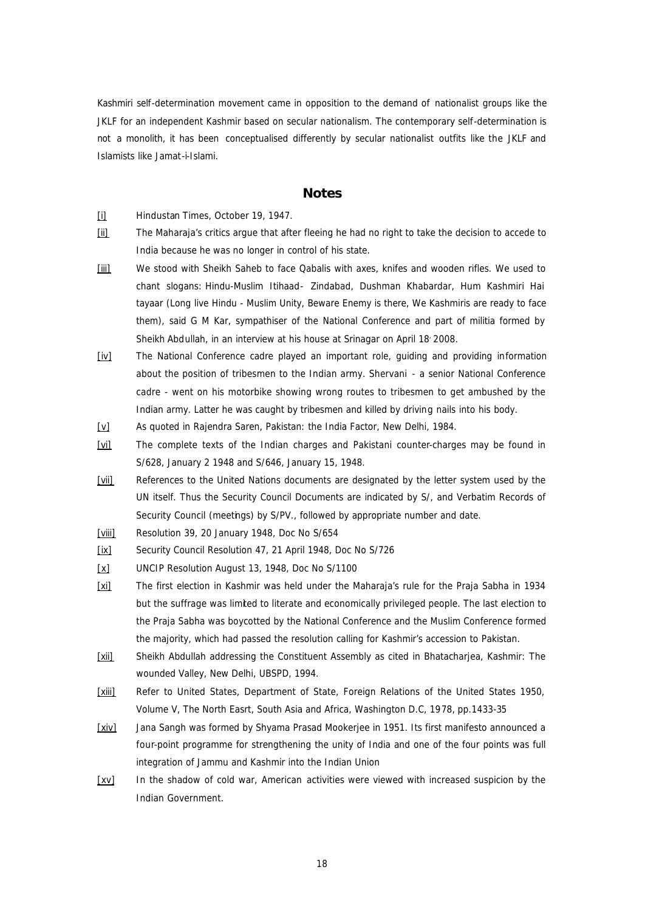Kashmiri self-determination movement came in opposition to the demand of nationalist groups like the JKLF for an independent Kashmir based on secular nationalism. The contemporary self-determination is not a monolith, it has been conceptualised differently by secular nationalist outfits like the JKLF and Islamists like Jamat-i-Islami.

## Notes

[i] Hindustan Times, October 19, 1947.

[ii] The Maharaja's critics argue that after fleeing he had no right to take the decision to accede to India because he was no longer in control of his state.

[iii] We stood with Sheikh Saheb to face Qabalis with axes, knifes and wooden rifles. We used to chant slogans: Hindu-Muslim Itihaad- Zindabad, Dushman Khabardar, Hum Kashmiri Hai tayaar (Long live Hindu - Muslim Unity, Beware Enemy is there, We Kashmiris are ready to face them), said G M Kar, sympathiser of the National Conference and part of militia formed by Sheikh Abdullah, in an interview at his house at Srinagar on April 18, 2008.

[iv] The National Conference cadre played an important role, guiding and providing information about the position of tribesmen to the Indian army. Shervani - a senior National Conference cadre - went on his motorbike showing wrong routes to tribesmen to get ambushed by the Indian army. Latter he was caught by tribesmen and killed by driving nails into his body.

[v] As quoted in Rajendra Saren, Pakistan: the India Factor, New Delhi, 1984.

[vi] The complete texts of the Indian charges and Pakistani counter-charges may be found in S/628, January 2 1948 and S/646, January 15, 1948.

[vii] References to the United Nations documents are designated by the letter system used by the UN itself. Thus the Security Council Documents are indicated by S/, and Verbatim Records of Security Council (meetings) by S/PV., followed by appropriate number and date.

[viii] Resolution 39, 20 January 1948, Doc No S/654

[ix] Security Council Resolution 47, 21 April 1948, Doc No S/726

[x] UNCIP Resolution August 13, 1948, Doc No S/1100

[xi] The first election in Kashmir was held under the Maharaja's rule for the Praja Sabha in 1934 but the suffrage was limited to literate and economically privileged people. The last election to the Praja Sabha was boycotted by the National Conference and the Muslim Conference formed the majority, which had passed the resolution calling for Kashmir's accession to Pakistan.

[xii] Sheikh Abdullah addressing the Constituent Assembly as cited in Bhatacharjea, Kashmir: The wounded Valley, New Delhi, UBSPD, 1994.

[xiii] Refer to United States, Department of State, Foreign Relations of the United States 1950, Volume V, The North Easrt, South Asia and Africa, Washington D.C, 1978, pp.1433-35

[xiv] Jana Sangh was formed by Shyama Prasad Mookerjee in 1951. Its first manifesto announced a four-point programme for strengthening the unity of India and one of the four points was full integration of Jammu and Kashmir into the Indian Union

[xv] In the shadow of cold war, American activities were viewed with increased suspicion by the Indian Government.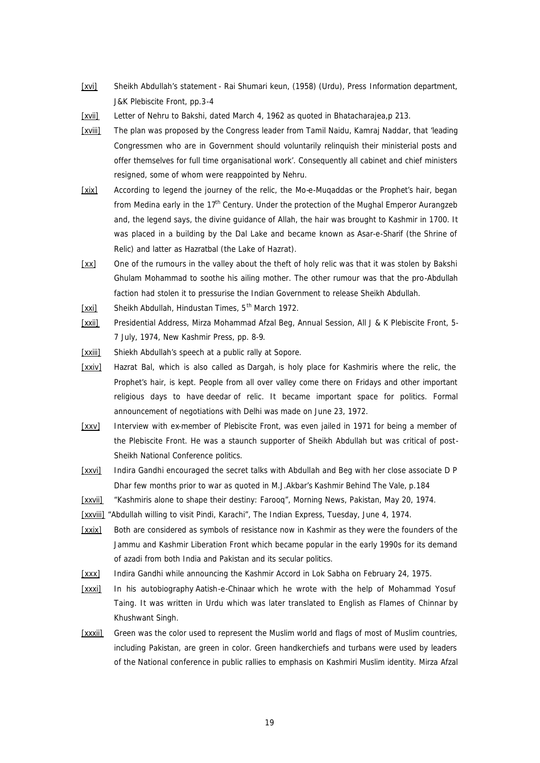[xvi] Sheikh Abdullah's statement - Rai Shumari keun, (1958) (Urdu), Press Information department, J&K Plebiscite Front, pp.3-4

[xvii] Letter of Nehru to Bakshi, dated March 4, 1962 as quoted in Bhatacharajea,p 213.

[xviii] The plan was proposed by the Congress leader from Tamil Naidu, Kamraj Naddar, that 'leading Congressmen who are in Government should voluntarily relinquish their ministerial posts and offer themselves for full time organisational work'. Consequently all cabinet and chief ministers resigned, some of whom were reappointed by Nehru.

[xix] According to legend the journey of the relic, the Mo-e-Muqaddas or the Prophet's hair, began from Medina early in the 17th Century. Under the protection of the Mughal Emperor Aurangzeb and, the legend says, the divine guidance of Allah, the hair was brought to Kashmir in 1700. It was placed in a building by the Dal Lake and became known as Asar-e-Sharif (the Shrine of Relic) and latter as Hazratbal (the Lake of Hazrat).

[xx] One of the rumours in the valley about the theft of holy relic was that it was stolen by Bakshi Ghulam Mohammad to soothe his ailing mother. The other rumour was that the pro-Abdullah faction had stolen it to pressurise the Indian Government to release Sheikh Abdullah.

[xxi] Sheikh Abdullah, Hindustan Times, 5th March 1972.

[xxii] Presidential Address, Mirza Mohammad Afzal Beg, Annual Session, All J & K Plebiscite Front, 5-7 July, 1974, New Kashmir Press, pp. 8-9.

[xxiii] Shiekh Abdullah's speech at a public rally at Sopore.

[xxiv] Hazrat Bal, which is also called as Dargah, is holy place for Kashmiris where the relic, the Prophet's hair, is kept. People from all over valley come there on Fridays and other important religious days to have deedar of relic. It became important space for politics. Formal announcement of negotiations with Delhi was made on June 23, 1972.

[xxv] Interview with ex-member of Plebiscite Front, was even jailed in 1971 for being a member of the Plebiscite Front. He was a staunch supporter of Sheikh Abdullah but was critical of post-Sheikh National Conference politics.

[xxvi] Indira Gandhi encouraged the secret talks with Abdullah and Beg with her close associate D P Dhar few months prior to war as quoted in M.J.Akbar's Kashmir Behind The Vale, p.184

[xxvii] "Kashmiris alone to shape their destiny: Farooq", Morning News, Pakistan, May 20, 1974.

[xxviii] "Abdullah willing to visit Pindi, Karachi", The Indian Express, Tuesday, June 4, 1974.

[xxix] Both are considered as symbols of resistance now in Kashmir as they were the founders of the Jammu and Kashmir Liberation Front which became popular in the early 1990s for its demand of azadi from both India and Pakistan and its secular politics.

[xxx] Indira Gandhi while announcing the Kashmir Accord in Lok Sabha on February 24, 1975.

[xxxi] In his autobiography Aatish-e-Chinaar which he wrote with the help of Mohammad Yosuf Taing. It was written in Urdu which was later translated to English as Flames of Chinnar by Khushwant Singh.

[xxxii] Green was the color used to represent the Muslim world and flags of most of Muslim countries, including Pakistan, are green in color. Green handkerchiefs and turbans were used by leaders of the National conference in public rallies to emphasis on Kashmiri Muslim identity. Mirza Afzal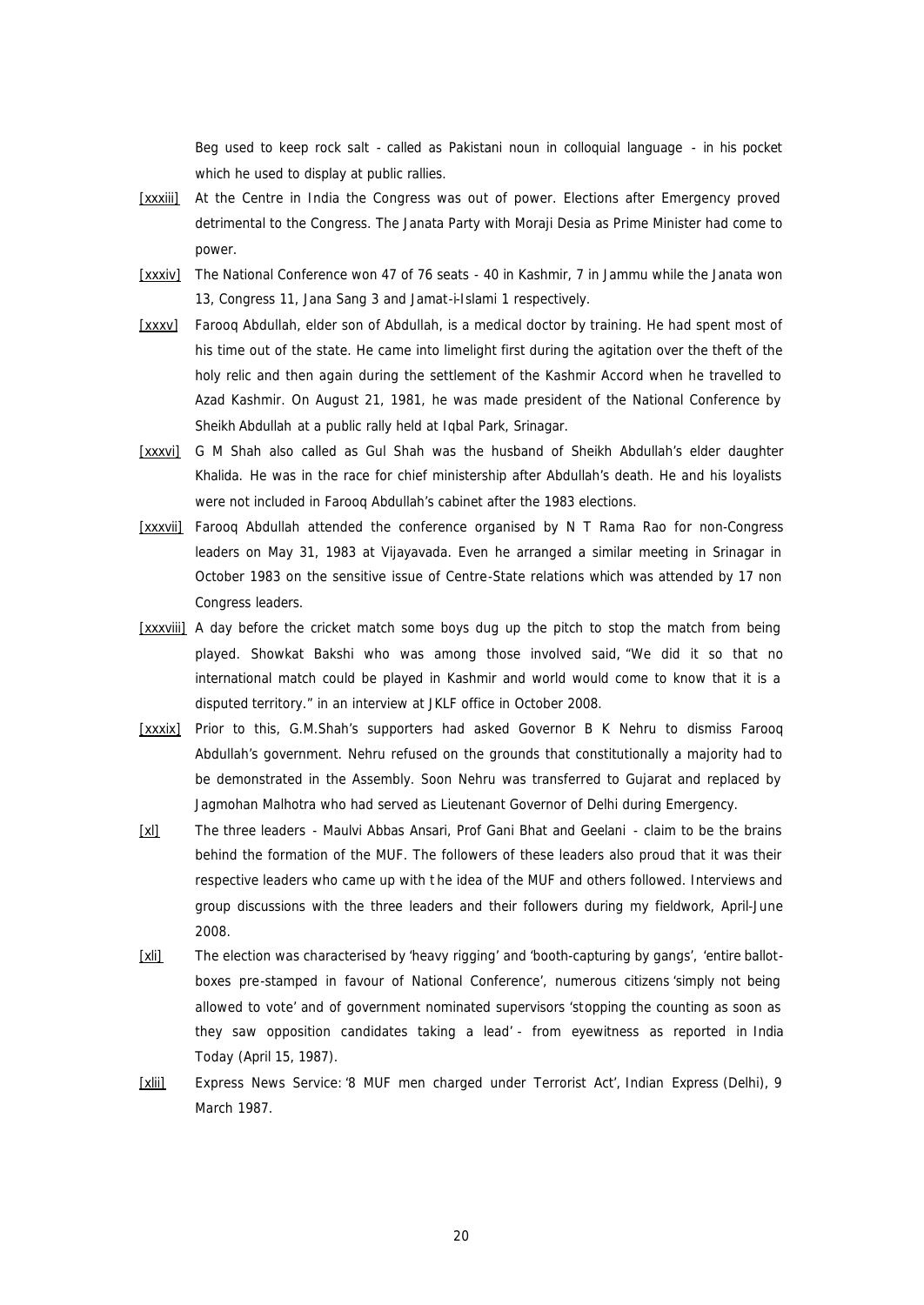Beg used to keep rock salt - called as Pakistani noun in colloquial language - in his pocket which he used to display at public rallies.

[xxxiii] At the Centre in India the Congress was out of power. Elections after Emergency proved detrimental to the Congress. The Janata Party with Moraji Desia as Prime Minister had come to power.

[xxxiv] The National Conference won 47 of 76 seats - 40 in Kashmir, 7 in Jammu while the Janata won 13, Congress 11, Jana Sang 3 and Jamat-i-Islami 1 respectively.

[xxxv] Farooq Abdullah, elder son of Abdullah, is a medical doctor by training. He had spent most of his time out of the state. He came into limelight first during the agitation over the theft of the holy relic and then again during the settlement of the Kashmir Accord when he travelled to Azad Kashmir. On August 21, 1981, he was made president of the National Conference by Sheikh Abdullah at a public rally held at Iqbal Park, Srinagar.

[xxxvi] G M Shah also called as Gul Shah was the husband of Sheikh Abdullah's elder daughter Khalida. He was in the race for chief ministership after Abdullah's death. He and his loyalists were not included in Farooq Abdullah's cabinet after the 1983 elections.

[xxxvii] Farooq Abdullah attended the conference organised by N T Rama Rao for non-Congress leaders on May 31, 1983 at Vijayavada. Even he arranged a similar meeting in Srinagar in October 1983 on the sensitive issue of Centre-State relations which was attended by 17 non Congress leaders.

[xxxviii] A day before the cricket match some boys dug up the pitch to stop the match from being played. Showkat Bakshi who was among those involved said, "We did it so that no international match could be played in Kashmir and world would come to know that it is a disputed territory." in an interview at JKLF office in October 2008.

[xxxix] Prior to this, G.M.Shah's supporters had asked Governor B K Nehru to dismiss Farooq Abdullah's government. Nehru refused on the grounds that constitutionally a majority had to be demonstrated in the Assembly. Soon Nehru was transferred to Gujarat and replaced by Jagmohan Malhotra who had served as Lieutenant Governor of Delhi during Emergency.

[xl] The three leaders - Maulvi Abbas Ansari, Prof Gani Bhat and Geelani - claim to be the brains behind the formation of the MUF. The followers of these leaders also proud that it was their respective leaders who came up with the idea of the MUF and others followed. Interviews and group discussions with the three leaders and their followers during my fieldwork, April-June 2008.

[xli] The election was characterised by 'heavy rigging' and 'booth-capturing by gangs', 'entire ballot-boxes pre-stamped in favour of National Conference', numerous citizens 'simply not being allowed to vote' and of government nominated supervisors 'stopping the counting as soon as they saw opposition candidates taking a lead' - from eyewitness as reported in India Today (April 15, 1987).

[xlii] Express News Service: '8 MUF men charged under Terrorist Act', Indian Express (Delhi), 9 March 1987.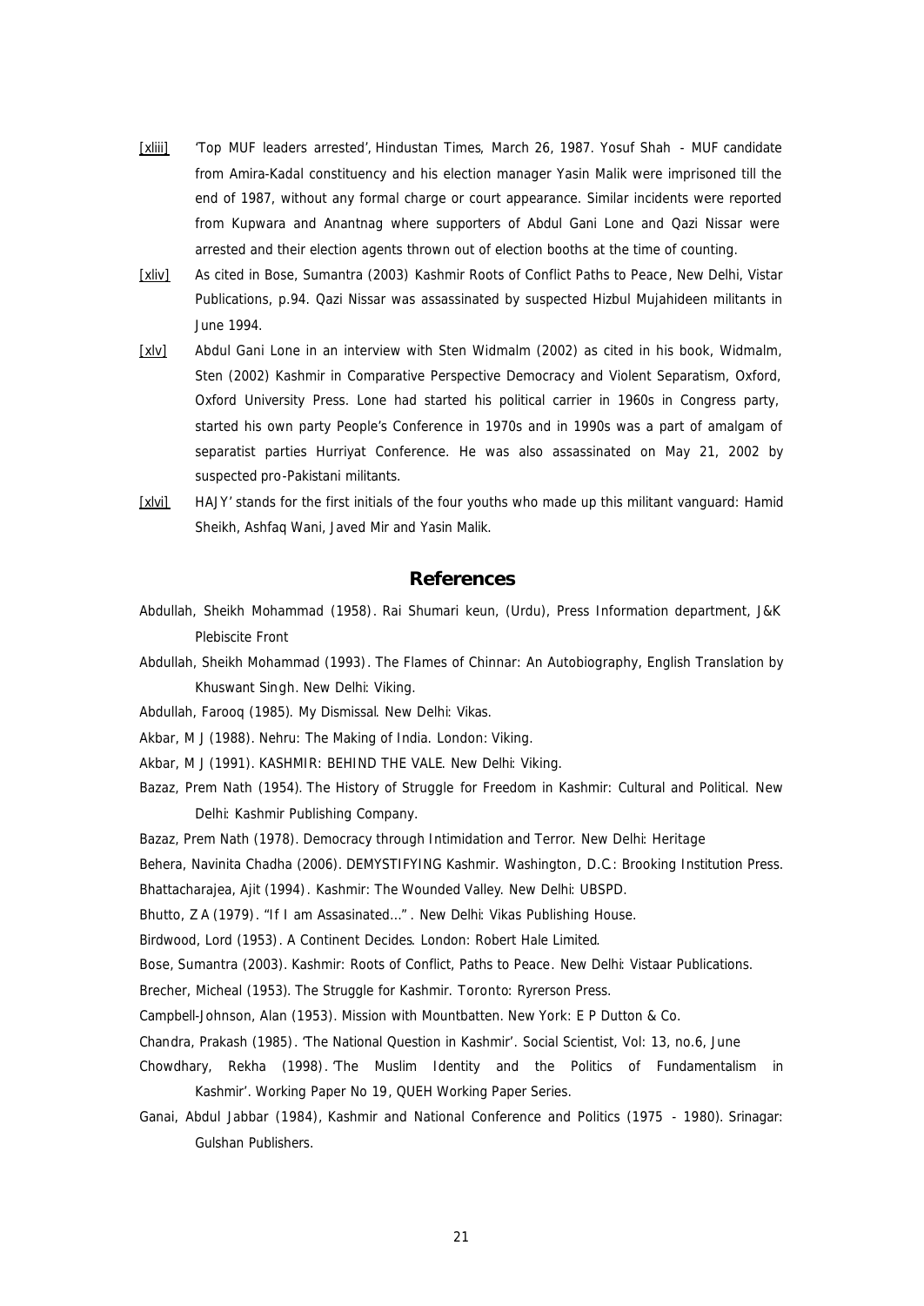[xliii] 'Top MUF leaders arrested', Hindustan Times, March 26, 1987. Yosuf Shah - MUF candidate from Amira-Kadal constituency and his election manager Yasin Malik were imprisoned till the end of 1987, without any formal charge or court appearance. Similar incidents were reported from Kupwara and Anantnag where supporters of Abdul Gani Lone and Qazi Nissar were arrested and their election agents thrown out of election booths at the time of counting.

[xliv] As cited in Bose, Sumantra (2003) Kashmir Roots of Conflict Paths to Peace, New Delhi, Vistar Publications, p.94. Qazi Nissar was assassinated by suspected Hizbul Mujahideen militants in June 1994.

[xlv] Abdul Gani Lone in an interview with Sten Widmalm (2002) as cited in his book, Widmalm, Sten (2002) Kashmir in Comparative Perspective Democracy and Violent Separatism, Oxford, Oxford University Press. Lone had started his political carrier in 1960s in Congress party, started his own party People's Conference in 1970s and in 1990s was a part of amalgam of separatist parties Hurriyat Conference. He was also assassinated on May 21, 2002 by suspected pro-Pakistani militants.

[xlvi] HAJY' stands for the first initials of the four youths who made up this militant vanguard: Hamid Sheikh, Ashfaq Wani, Javed Mir and Yasin Malik.

## References

Abdullah, Sheikh Mohammad (1958). Rai Shumari keun, (Urdu), Press Information department, J&K Plebiscite Front

Abdullah, Sheikh Mohammad (1993). The Flames of Chinnar: An Autobiography, English Translation by Khuswant Singh. New Delhi: Viking.

Abdullah, Farooq (1985). My Dismissal. New Delhi: Vikas.

Akbar, M J (1988). Nehru: The Making of India. London: Viking.

Akbar, M J (1991). KASHMIR: BEHIND THE VALE. New Delhi: Viking.

Bazaz, Prem Nath (1954). The History of Struggle for Freedom in Kashmir: Cultural and Political. New Delhi: Kashmir Publishing Company.

Bazaz, Prem Nath (1978). Democracy through Intimidation and Terror. New Delhi: Heritage

Behera, Navinita Chadha (2006). DEMYSTIFYING Kashmir. Washington, D.C.: Brooking Institution Press.

Bhattacharajea, Ajit (1994). Kashmir: The Wounded Valley. New Delhi: UBSPD.

Bhutto, Z A (1979). "If I am Assasinated…". New Delhi: Vikas Publishing House.

Birdwood, Lord (1953). A Continent Decides. London: Robert Hale Limited.

Bose, Sumantra (2003). Kashmir: Roots of Conflict, Paths to Peace. New Delhi: Vistaar Publications.

Brecher, Micheal (1953). The Struggle for Kashmir. Toronto: Ryrerson Press.

Campbell-Johnson, Alan (1953). Mission with Mountbatten. New York: E P Dutton & Co.

Chandra, Prakash (1985). 'The National Question in Kashmir'. Social Scientist, Vol: 13, no.6, June

Chowdhary, Rekha (1998). 'The Muslim Identity and the Politics of Fundamentalism in Kashmir'. Working Paper No 19, QUEH Working Paper Series.

Ganai, Abdul Jabbar (1984), Kashmir and National Conference and Politics (1975 - 1980). Srinagar: Gulshan Publishers.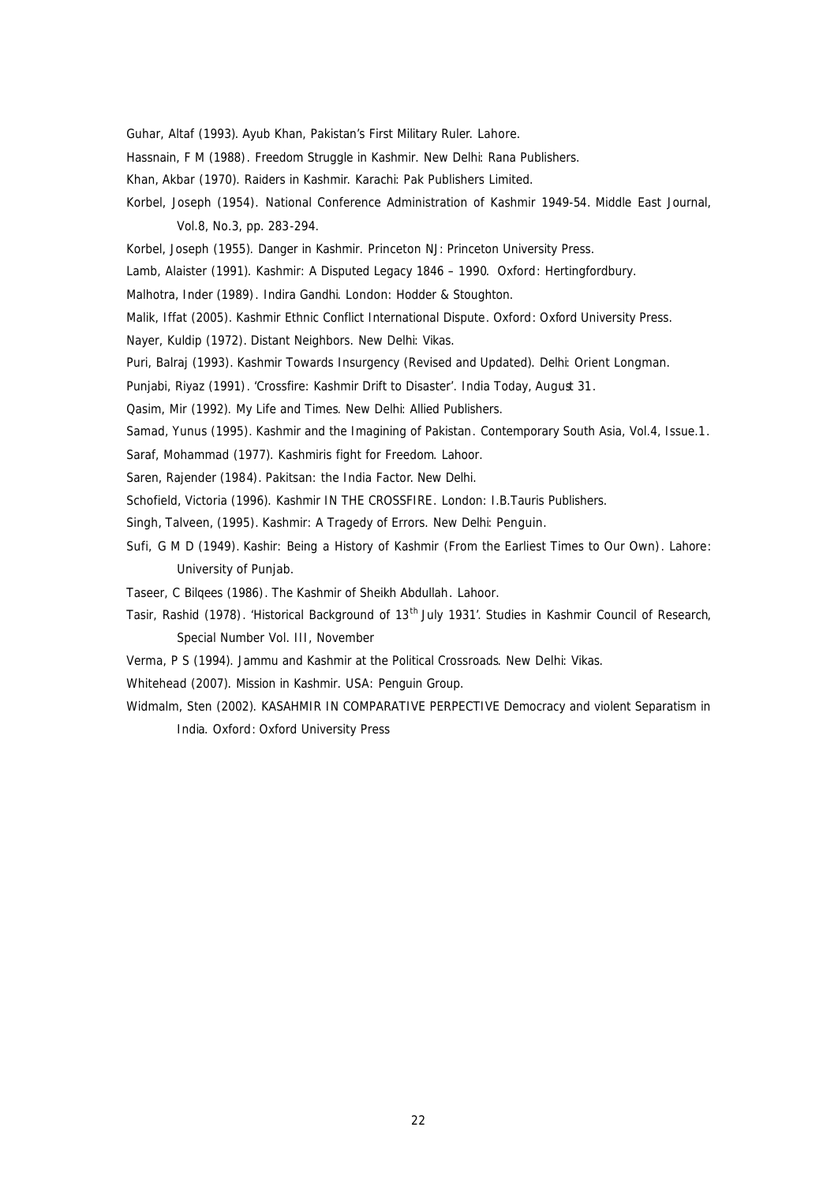Guhar, Altaf (1993). Ayub Khan, Pakistan's First Military Ruler. Lahore.

Hassnain, F M (1988). Freedom Struggle in Kashmir. New Delhi: Rana Publishers.

Khan, Akbar (1970). Raiders in Kashmir. Karachi: Pak Publishers Limited.

Korbel, Joseph (1954). National Conference Administration of Kashmir 1949-54. Middle East Journal, Vol.8, No.3, pp. 283-294.

Korbel, Joseph (1955). Danger in Kashmir. Princeton NJ: Princeton University Press.

Lamb, Alaister (1991). Kashmir: A Disputed Legacy 1846 – 1990. Oxford: Hertingfordbury.

Malhotra, Inder (1989). Indira Gandhi. London: Hodder & Stoughton.

Malik, Iffat (2005). Kashmir Ethnic Conflict International Dispute. Oxford: Oxford University Press.

Nayer, Kuldip (1972). Distant Neighbors. New Delhi: Vikas.

Puri, Balraj (1993). Kashmir Towards Insurgency (Revised and Updated). Delhi: Orient Longman.

Punjabi, Riyaz (1991). 'Crossfire: Kashmir Drift to Disaster'. India Today, August 31.

Qasim, Mir (1992). My Life and Times. New Delhi: Allied Publishers.

Samad, Yunus (1995). Kashmir and the Imagining of Pakistan. Contemporary South Asia, Vol.4, Issue.1.

Saraf, Mohammad (1977). Kashmiris fight for Freedom. Lahoor.

Saren, Rajender (1984). Pakitsan: the India Factor. New Delhi.

Schofield, Victoria (1996). Kashmir IN THE CROSSFIRE. London: I.B.Tauris Publishers.

Singh, Talveen, (1995). Kashmir: A Tragedy of Errors. New Delhi: Penguin.

Sufi, G M D (1949). Kashir: Being a History of Kashmir (From the Earliest Times to Our Own). Lahore: University of Punjab.

Taseer, C Bilqees (1986). The Kashmir of Sheikh Abdullah. Lahoor.

Tasir, Rashid (1978). 'Historical Background of 13th July 1931'. Studies in Kashmir Council of Research, Special Number Vol. III, November

Verma, P S (1994). Jammu and Kashmir at the Political Crossroads. New Delhi: Vikas.

Whitehead (2007). Mission in Kashmir. USA: Penguin Group.

Widmalm, Sten (2002). KASAHMIR IN COMPARATIVE PERPECTIVE Democracy and violent Separatism in India. Oxford: Oxford University Press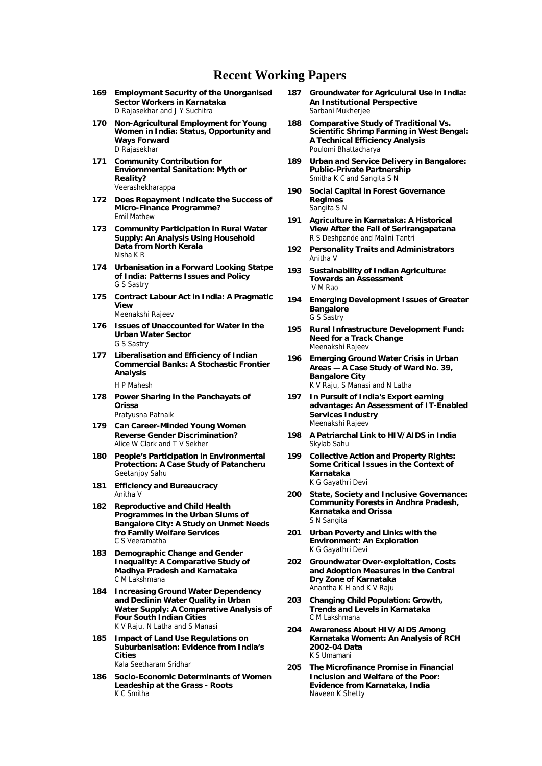# Recent Working Papers

**169 Employment Security of the Unorganised Sector Workers in Karnataka**
D Rajasekhar and J Y Suchitra

**170 Non-Agricultural Employment for Young Women in India: Status, Opportunity and Ways Forward**
D Rajasekhar

**171 Community Contribution for Enviornmental Sanitation: Myth or Reality?**
Veerashekharappa

**172 Does Repayment Indicate the Success of Micro-Finance Programme?**
Emil Mathew

**173 Community Participation in Rural Water Supply: An Analysis Using Household Data from North Kerala**
Nisha K R

**174 Urbanisation in a Forward Looking Statpe of India: Patterns Issues and Policy**
G S Sastry

**175 Contract Labour Act in India: A Pragmatic View**
Meenakshi Rajeev

**176 Issues of Unaccounted for Water in the Urban Water Sector**
G S Sastry

**177 Liberalisation and Efficiency of Indian Commercial Banks: A Stochastic Frontier Analysis**
H P Mahesh

**178 Power Sharing in the Panchayats of Orissa**
Pratyusna Patnaik

**179 Can Career-Minded Young Women Reverse Gender Discrimination?**
Alice W Clark and T V Sekher

**180 People's Participation in Environmental Protection: A Case Study of Patancheru**
Geetanjoy Sahu

**181 Efficiency and Bureaucracy**
Anitha V

**182 Reproductive and Child Health Programmes in the Urban Slums of Bangalore City: A Study on Unmet Needs fro Family Welfare Services**
C S Veeramatha

**183 Demographic Change and Gender Inequality: A Comparative Study of Madhya Pradesh and Karnataka**
C M Lakshmana

**184 Increasing Ground Water Dependency and Declinin Water Quality in Urban Water Supply: A Comparative Analysis of Four South Indian Cities**
K V Raju, N Latha and S Manasi

**185 Impact of Land Use Regulations on Suburbanisation: Evidence from India's Cities**
Kala Seetharam Sridhar

**186 Socio-Economic Determinants of Women Leadeship at the Grass - Roots**
K C Smitha

**187 Groundwater for Agriculural Use in India: An Institutional Perspective**
Sarbani Mukherjee

**188 Comparative Study of Traditional Vs. Scientific Shrimp Farming in West Bengal: A Technical Efficiency Analysis**
Poulomi Bhattacharya

**189 Urban and Service Delivery in Bangalore: Public-Private Partnership**
Smitha K C and Sangita S N

**190 Social Capital in Forest Governance Regimes**
Sangita S N

**191 Agriculture in Karnataka: A Historical View After the Fall of Serirangapatana**
R S Deshpande and Malini Tantri

**192 Personality Traits and Administrators**
Anitha V

**193 Sustainability of Indian Agriculture: Towards an Assessment**
V M Rao

**194 Emerging Development Issues of Greater Bangalore**
G S Sastry

**195 Rural Infrastructure Development Fund: Need for a Track Change**
Meenakshi Rajeev

**196 Emerging Ground Water Crisis in Urban Areas — A Case Study of Ward No. 39, Bangalore City**
K V Raju, S Manasi and N Latha

**197 In Pursuit of India's Export earning advantage: An Assessment of IT-Enabled Services Industry**
Meenakshi Rajeev

**198 A Patriarchal Link to HIV/AIDS in India**
Skylab Sahu

**199 Collective Action and Property Rights: Some Critical Issues in the Context of Karnataka**
K G Gayathri Devi

**200 State, Society and Inclusive Governance: Community Forests in Andhra Pradesh, Karnataka and Orissa**
S N Sangita

**201 Urban Poverty and Links with the Environment: An Exploration**
K G Gayathri Devi

**202 Groundwater Over-exploitation, Costs and Adoption Measures in the Central Dry Zone of Karnataka**
Anantha K H and K V Raju

**203 Changing Child Population: Growth, Trends and Levels in Karnataka**
C M Lakshmana

**204 Awareness About HIV/AIDS Among Karnataka Woment: An Analysis of RCH 2002-04 Data**
K S Umamani

**205 The Microfinance Promise in Financial Inclusion and Welfare of the Poor: Evidence from Karnataka, India**
Naveen K Shetty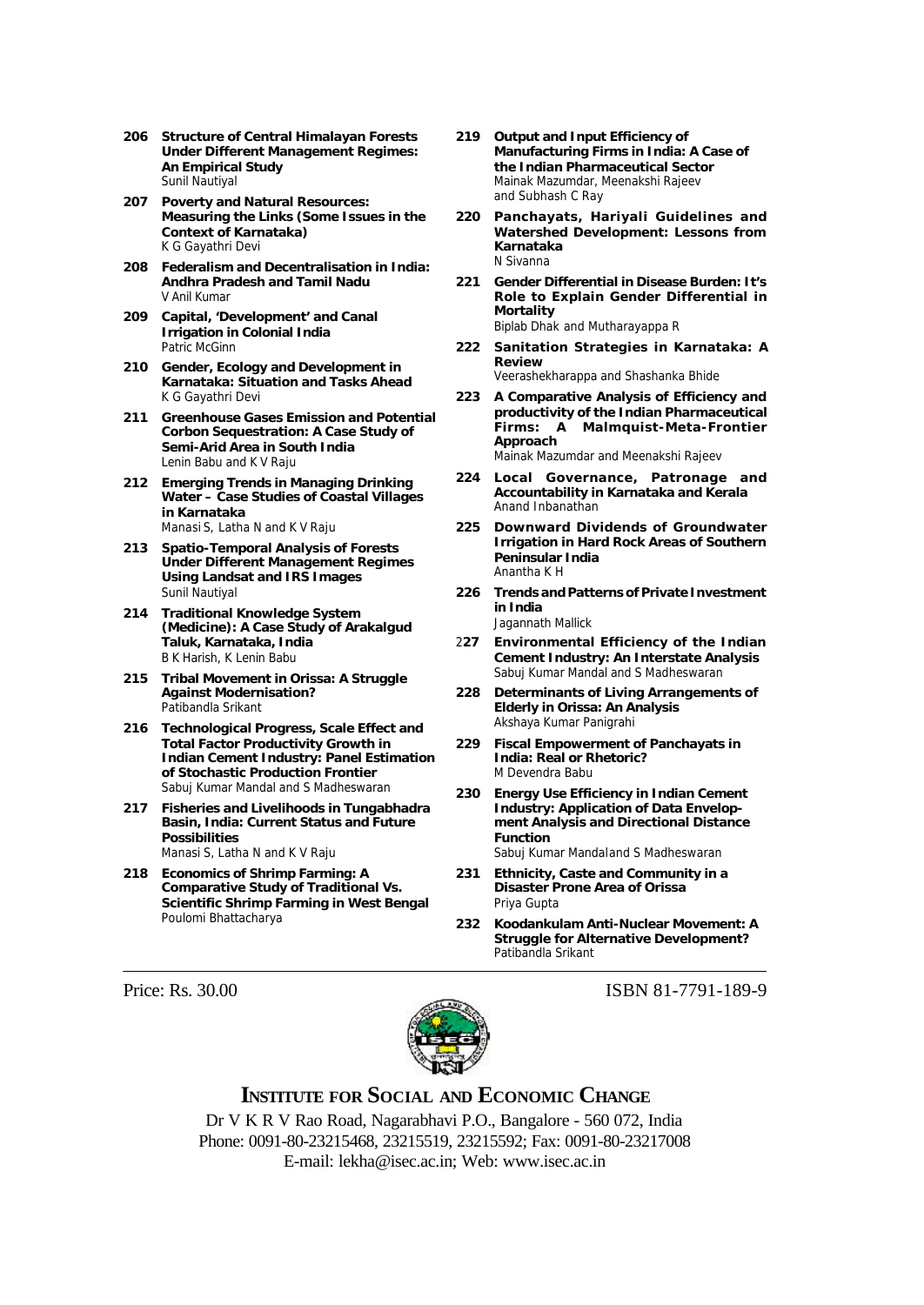**206 Structure of Central Himalayan Forests Under Different Management Regimes: An Empirical Study**
Sunil Nautiyal

**207 Poverty and Natural Resources: Measuring the Links (Some Issues in the Context of Karnataka)**
K G Gayathri Devi

**208 Federalism and Decentralisation in India: Andhra Pradesh and Tamil Nadu**
V Anil Kumar

**209 Capital, 'Development' and Canal Irrigation in Colonial India**
Patric McGinn

**210 Gender, Ecology and Development in Karnataka: Situation and Tasks Ahead**
K G Gayathri Devi

**211 Greenhouse Gases Emission and Potential Corbon Sequestration: A Case Study of Semi-Arid Area in South India**
Lenin Babu and K V Raju

**212 Emerging Trends in Managing Drinking Water – Case Studies of Coastal Villages in Karnataka**
Manasi S, Latha N and K V Raju

**213 Spatio-Temporal Analysis of Forests Under Different Management Regimes Using Landsat and IRS Images**
Sunil Nautiyal

**214 Traditional Knowledge System (Medicine): A Case Study of Arakalgud Taluk, Karnataka, India**
B K Harish, K Lenin Babu

**215 Tribal Movement in Orissa: A Struggle Against Modernisation?**
Patibandla Srikant

**216 Technological Progress, Scale Effect and Total Factor Productivity Growth in Indian Cement Industry: Panel Estimation of Stochastic Production Frontier**
Sabuj Kumar Mandal and S Madheswaran

**217 Fisheries and Livelihoods in Tungabhadra Basin, India: Current Status and Future Possibilities**
Manasi S, Latha N and K V Raju

**218 Economics of Shrimp Farming: A Comparative Study of Traditional Vs. Scientific Shrimp Farming in West Bengal**
Poulomi Bhattacharya

**219 Output and Input Efficiency of Manufacturing Firms in India: A Case of the Indian Pharmaceutical Sector**
Mainak Mazumdar, Meenakshi Rajeev and Subhash C Ray

**220 Panchayats, Hariyali Guidelines and Watershed Development: Lessons from Karnataka**
N Sivanna

**221 Gender Differential in Disease Burden: It's Role to Explain Gender Differential in Mortality**
Biplab Dhak and Mutharayappa R

**222 Sanitation Strategies in Karnataka: A Review**
Veerashekharappa and Shashanka Bhide

**223 A Comparative Analysis of Efficiency and productivity of the Indian Pharmaceutical Firms: A Malmquist-Meta-Frontier Approach**
Mainak Mazumdar and Meenakshi Rajeev

**224 Local Governance, Patronage and Accountability in Karnataka and Kerala**
Anand Inbanathan

**225 Downward Dividends of Groundwater Irrigation in Hard Rock Areas of Southern Peninsular India**
Anantha K H

**226 Trends and Patterns of Private Investment in India**
Jagannath Mallick

**227 Environmental Efficiency of the Indian Cement Industry: An Interstate Analysis**
Sabuj Kumar Mandal and S Madheswaran

**228 Determinants of Living Arrangements of Elderly in Orissa: An Analysis**
Akshaya Kumar Panigrahi

**229 Fiscal Empowerment of Panchayats in India: Real or Rhetoric?**
M Devendra Babu

**230 Energy Use Efficiency in Indian Cement Industry: Application of Data Envelopment Analysis and Directional Distance Function**
Sabuj Kumar Mandaland S Madheswaran

**231 Ethnicity, Caste and Community in a Disaster Prone Area of Orissa**
Priya Gupta

**232 Koodankulam Anti-Nuclear Movement: A Struggle for Alternative Development?**
Patibandla Srikant

---

Price: Rs. 30.00 ISBN 81-7791-189-9

**INSTITUTE FOR SOCIAL AND ECONOMIC CHANGE**

Dr V K R V Rao Road, Nagarabhavi P.O., Bangalore - 560 072, India
Phone: 0091-80-23215468, 23215519, 23215592; Fax: 0091-80-23217008
E-mail: lekha@isec.ac.in; Web: www.isec.ac.in